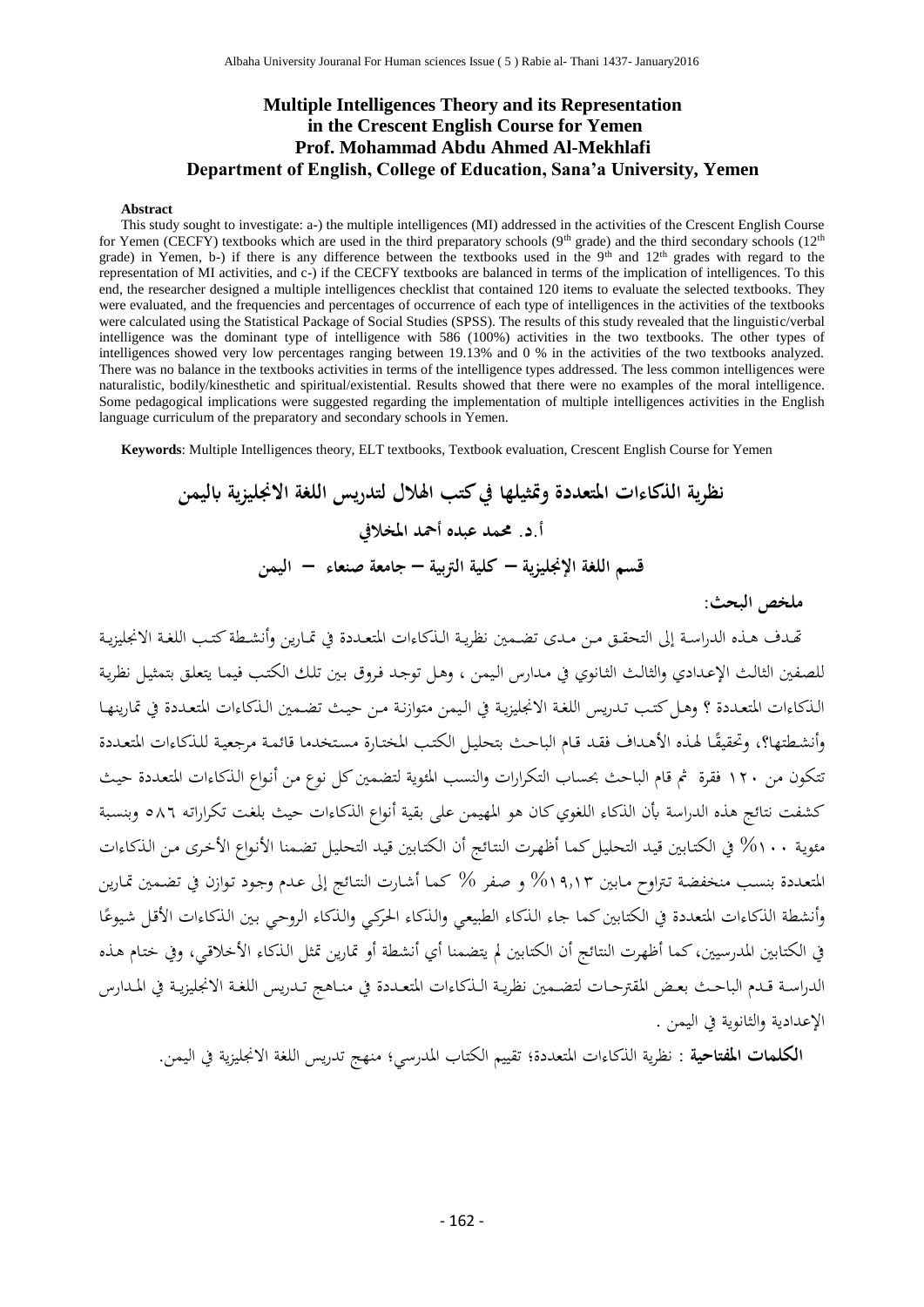# Multiple Intelligences Theory and its Representation in the Crescent English Course for Yemen

**Prof. Mohammad Abdu Ahmed Al-Mekhlafi**

**Department of English, College of Education, Sana'a University, Yemen**

**Abstract**

This study sought to investigate: a-) the multiple intelligences (MI) addressed in the activities of the Crescent English Course for Yemen (CECFY) textbooks which are used in the third preparatory schools (9th grade) and the third secondary schools (12th grade) in Yemen, b-) if there is any difference between the textbooks used in the 9th and 12th grades with regard to the representation of MI activities, and c-) if the CECFY textbooks are balanced in terms of the implication of intelligences. To this end, the researcher designed a multiple intelligences checklist that contained 120 items to evaluate the selected textbooks. They were evaluated, and the frequencies and percentages of occurrence of each type of intelligences in the activities of the textbooks were calculated using the Statistical Package of Social Studies (SPSS). The results of this study revealed that the linguistic/verbal intelligence was the dominant type of intelligence with 586 (100%) activities in the two textbooks. The other types of intelligences showed very low percentages ranging between 19.13% and 0 % in the activities of the two textbooks analyzed. There was no balance in the textbooks activities in terms of the intelligence types addressed. The less common intelligences were naturalistic, bodily/kinesthetic and spiritual/existential. Results showed that there were no examples of the moral intelligence. Some pedagogical implications were suggested regarding the implementation of multiple intelligences activities in the English language curriculum of the preparatory and secondary schools in Yemen.

**Keywords**: Multiple Intelligences theory, ELT textbooks, Textbook evaluation, Crescent English Course for Yemen

# نظرية الذكاءات المتعددة وتمثيلها في كتب الهلال لتدريس اللغة الانجليزية باليمن

**أ.د. محمد عبده أحمد المخلافي**

**قسم اللغة الإنجليزية – كلية التربية – جامعة صنعاء – اليمن**

**ملخص البحث:**

تهدف هذه الدراسة إلى التحقق من مدى تضمين نظرية الذكاءات المتعددة في تمارين وأنشطة كتب اللغة الانجليزية للصفين الثالث الإعدادي والثالث الثانوي في مدارس اليمن ، وهل توجد فروق بين تلك الكتب فيما يتعلق بتمثيل نظرية الذكاءات المتعددة ؟ وهل كتب تدريس اللغة الانجليزية في اليمن متوازنة من حيث تضمين الذكاءات المتعددة في تمارينها وأنشطتها؟، وتحقيقًا لهذه الأهداف فقد قام الباحث بتحليل الكتب المختارة مستخدما قائمة مرجعية للذكاءات المتعددة تتكون من ١٢٠ فقرة ثم قام الباحث بحساب التكرارات والنسب المئوية لتضمين كل نوع من أنواع الذكاءات المتعددة حيث كشفت نتائج هذه الدراسة بأن الذكاء اللغوي كان هو المهيمن على بقية أنواع الذكاءات حيث بلغت تكراراته ٥٨٦ وبنسبة مئوية ١٠٠% في الكتابين قيد التحليل كما أظهرت النتائج أن الكتابين قيد التحليل تضمنا الأنواع الأخرى من الذكاءات المتعددة بنسب منخفضة تتراوح مابين ١٩,١٣% و صفر % كما أشارت النتائج إلى عدم وجود توازن في تضمين تمارين وأنشطة الذكاءات المتعددة في الكتابين كما جاء الذكاء الطبيعي والذكاء الحركي والذكاء الروحي بين الذكاءات الأقل شيوعًا في الكتابين المدرسيين، كما أظهرت النتائج أن الكتابين لم يتضمنا أي أنشطة أو تمارين تمثل الذكاء الأخلاقي، وفي ختام هذه الدراسة قدم الباحث بعض المقترحات لتضمين نظرية الذكاءات المتعددة في مناهج تدريس اللغة الانجليزية في المدارس الإعدادية والثانوية في اليمن .

**الكلمات المفتاحية** : نظرية الذكاءات المتعددة؛ تقييم الكتاب المدرسي؛ منهج تدريس اللغة الانجليزية في اليمن.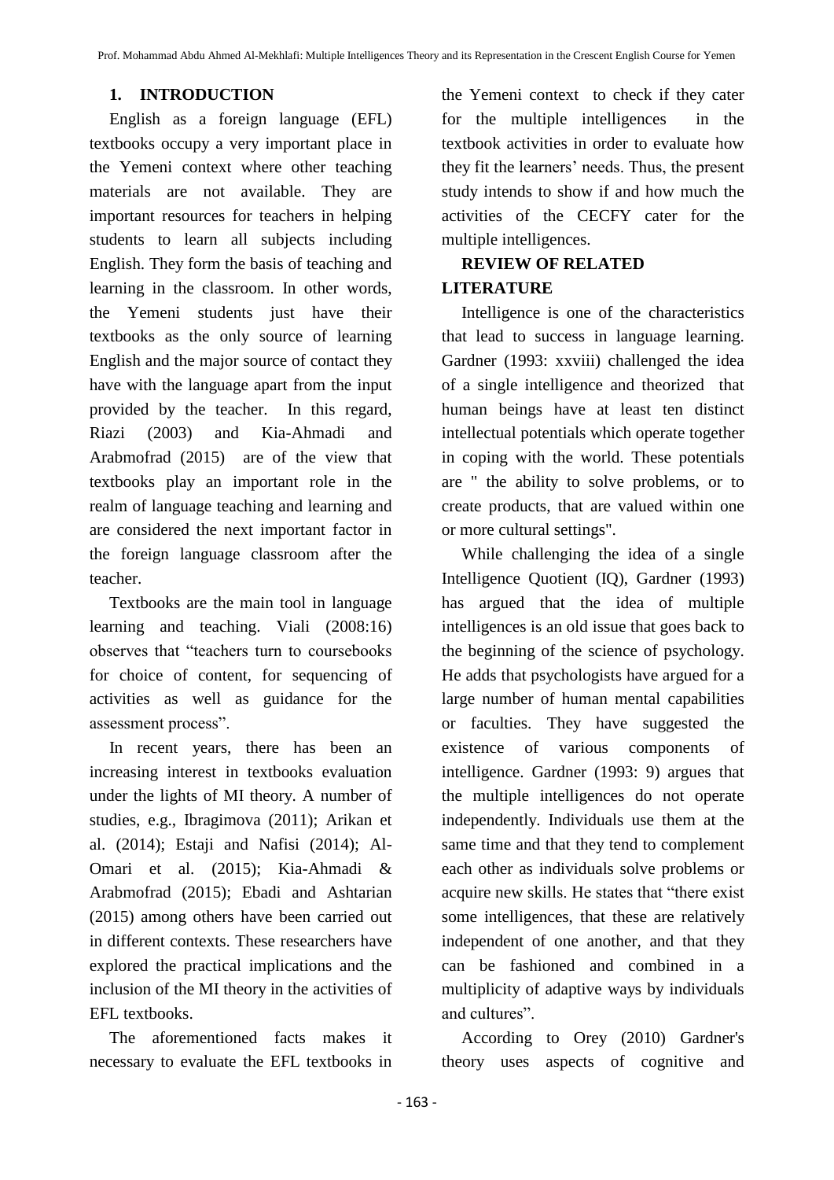## 1. INTRODUCTION

English as a foreign language (EFL) textbooks occupy a very important place in the Yemeni context where other teaching materials are not available. They are important resources for teachers in helping students to learn all subjects including English. They form the basis of teaching and learning in the classroom. In other words, the Yemeni students just have their textbooks as the only source of learning English and the major source of contact they have with the language apart from the input provided by the teacher. In this regard, Riazi (2003) and Kia-Ahmadi and Arabmofrad (2015) are of the view that textbooks play an important role in the realm of language teaching and learning and are considered the next important factor in the foreign language classroom after the teacher.

Textbooks are the main tool in language learning and teaching. Viali (2008:16) observes that "teachers turn to coursebooks for choice of content, for sequencing of activities as well as guidance for the assessment process".

In recent years, there has been an increasing interest in textbooks evaluation under the lights of MI theory. A number of studies, e.g., Ibragimova (2011); Arikan et al. (2014); Estaji and Nafisi (2014); Al-Omari et al. (2015); Kia-Ahmadi & Arabmofrad (2015); Ebadi and Ashtarian (2015) among others have been carried out in different contexts. These researchers have explored the practical implications and the inclusion of the MI theory in the activities of EFL textbooks.

The aforementioned facts makes it necessary to evaluate the EFL textbooks in the Yemeni context to check if they cater for the multiple intelligences in the textbook activities in order to evaluate how they fit the learners' needs. Thus, the present study intends to show if and how much the activities of the CECFY cater for the multiple intelligences.

## REVIEW OF RELATED LITERATURE

Intelligence is one of the characteristics that lead to success in language learning. Gardner (1993: xxviii) challenged the idea of a single intelligence and theorized that human beings have at least ten distinct intellectual potentials which operate together in coping with the world. These potentials are " the ability to solve problems, or to create products, that are valued within one or more cultural settings".

While challenging the idea of a single Intelligence Quotient (IQ), Gardner (1993) has argued that the idea of multiple intelligences is an old issue that goes back to the beginning of the science of psychology. He adds that psychologists have argued for a large number of human mental capabilities or faculties. They have suggested the existence of various components of intelligence. Gardner (1993: 9) argues that the multiple intelligences do not operate independently. Individuals use them at the same time and that they tend to complement each other as individuals solve problems or acquire new skills. He states that "there exist some intelligences, that these are relatively independent of one another, and that they can be fashioned and combined in a multiplicity of adaptive ways by individuals and cultures".

According to Orey (2010) Gardner's theory uses aspects of cognitive and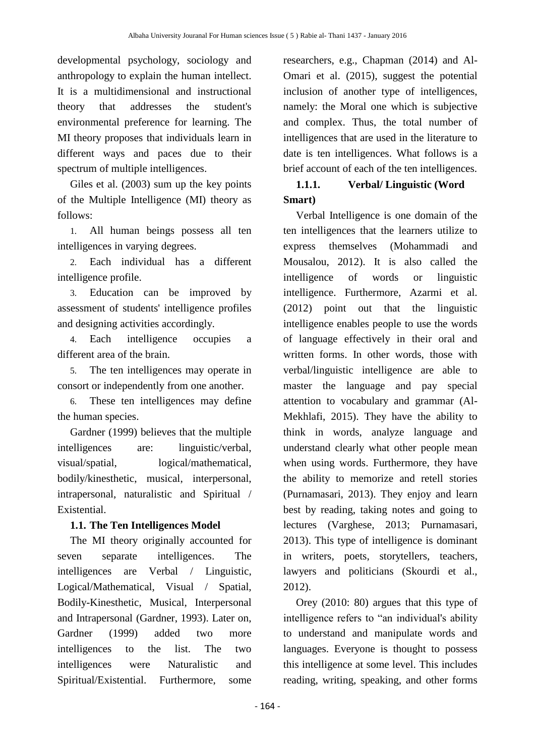developmental psychology, sociology and anthropology to explain the human intellect. It is a multidimensional and instructional theory that addresses the student's environmental preference for learning. The MI theory proposes that individuals learn in different ways and paces due to their spectrum of multiple intelligences.

Giles et al. (2003) sum up the key points of the Multiple Intelligence (MI) theory as follows:

1. All human beings possess all ten intelligences in varying degrees.
2. Each individual has a different intelligence profile.
3. Education can be improved by assessment of students' intelligence profiles and designing activities accordingly.
4. Each intelligence occupies a different area of the brain.
5. The ten intelligences may operate in consort or independently from one another.
6. These ten intelligences may define the human species.

Gardner (1999) believes that the multiple intelligences are: linguistic/verbal, visual/spatial, logical/mathematical, bodily/kinesthetic, musical, interpersonal, intrapersonal, naturalistic and Spiritual / Existential.

### 1.1. The Ten Intelligences Model

The MI theory originally accounted for seven separate intelligences. The intelligences are Verbal / Linguistic, Logical/Mathematical, Visual / Spatial, Bodily-Kinesthetic, Musical, Interpersonal and Intrapersonal (Gardner, 1993). Later on, Gardner (1999) added two more intelligences to the list. The two intelligences were Naturalistic and Spiritual/Existential. Furthermore, some researchers, e.g., Chapman (2014) and Al-Omari et al. (2015), suggest the potential inclusion of another type of intelligences, namely: the Moral one which is subjective and complex. Thus, the total number of intelligences that are used in the literature to date is ten intelligences. What follows is a brief account of each of the ten intelligences.

#### 1.1.1. Verbal/ Linguistic (Word Smart)

Verbal Intelligence is one domain of the ten intelligences that the learners utilize to express themselves (Mohammadi and Mousalou, 2012). It is also called the intelligence of words or linguistic intelligence. Furthermore, Azarmi et al. (2012) point out that the linguistic intelligence enables people to use the words of language effectively in their oral and written forms. In other words, those with verbal/linguistic intelligence are able to master the language and pay special attention to vocabulary and grammar (Al-Mekhlafi, 2015). They have the ability to think in words, analyze language and understand clearly what other people mean when using words. Furthermore, they have the ability to memorize and retell stories (Purnamasari, 2013). They enjoy and learn best by reading, taking notes and going to lectures (Varghese, 2013; Purnamasari, 2013). This type of intelligence is dominant in writers, poets, storytellers, teachers, lawyers and politicians (Skourdi et al., 2012).

Orey (2010: 80) argues that this type of intelligence refers to "an individual's ability to understand and manipulate words and languages. Everyone is thought to possess this intelligence at some level. This includes reading, writing, speaking, and other forms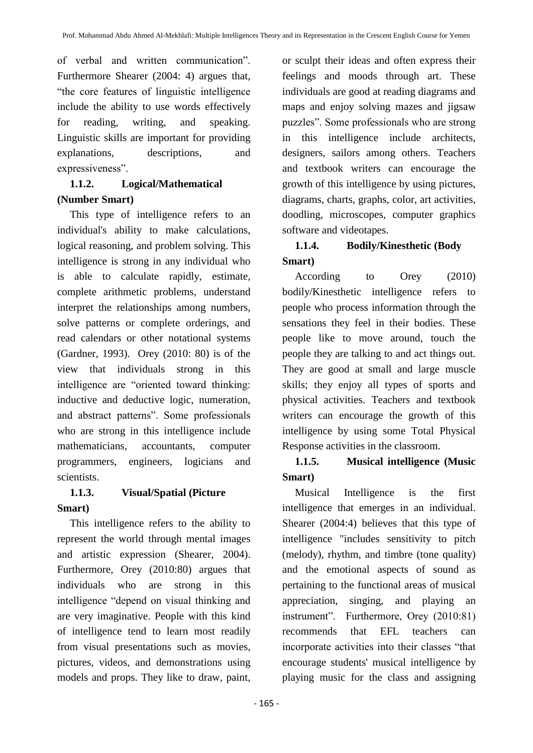of verbal and written communication". Furthermore Shearer (2004: 4) argues that, "the core features of linguistic intelligence include the ability to use words effectively for reading, writing, and speaking. Linguistic skills are important for providing explanations, descriptions, and expressiveness".

### 1.1.2. Logical/Mathematical (Number Smart)

This type of intelligence refers to an individual's ability to make calculations, logical reasoning, and problem solving. This intelligence is strong in any individual who is able to calculate rapidly, estimate, complete arithmetic problems, understand interpret the relationships among numbers, solve patterns or complete orderings, and read calendars or other notational systems (Gardner, 1993). Orey (2010: 80) is of the view that individuals strong in this intelligence are "oriented toward thinking: inductive and deductive logic, numeration, and abstract patterns". Some professionals who are strong in this intelligence include mathematicians, accountants, computer programmers, engineers, logicians and scientists.

### 1.1.3. Visual/Spatial (Picture Smart)

This intelligence refers to the ability to represent the world through mental images and artistic expression (Shearer, 2004). Furthermore, Orey (2010:80) argues that individuals who are strong in this intelligence "depend on visual thinking and are very imaginative. People with this kind of intelligence tend to learn most readily from visual presentations such as movies, pictures, videos, and demonstrations using models and props. They like to draw, paint, or sculpt their ideas and often express their feelings and moods through art. These individuals are good at reading diagrams and maps and enjoy solving mazes and jigsaw puzzles". Some professionals who are strong in this intelligence include architects, designers, sailors among others. Teachers and textbook writers can encourage the growth of this intelligence by using pictures, diagrams, charts, graphs, color, art activities, doodling, microscopes, computer graphics software and videotapes.

### 1.1.4. Bodily/Kinesthetic (Body Smart)

According to Orey (2010) bodily/Kinesthetic intelligence refers to people who process information through the sensations they feel in their bodies. These people like to move around, touch the people they are talking to and act things out. They are good at small and large muscle skills; they enjoy all types of sports and physical activities. Teachers and textbook writers can encourage the growth of this intelligence by using some Total Physical Response activities in the classroom.

### 1.1.5. Musical intelligence (Music Smart)

Musical Intelligence is the first intelligence that emerges in an individual. Shearer (2004:4) believes that this type of intelligence "includes sensitivity to pitch (melody), rhythm, and timbre (tone quality) and the emotional aspects of sound as pertaining to the functional areas of musical appreciation, singing, and playing an instrument". Furthermore, Orey (2010:81) recommends that EFL teachers can incorporate activities into their classes "that encourage students' musical intelligence by playing music for the class and assigning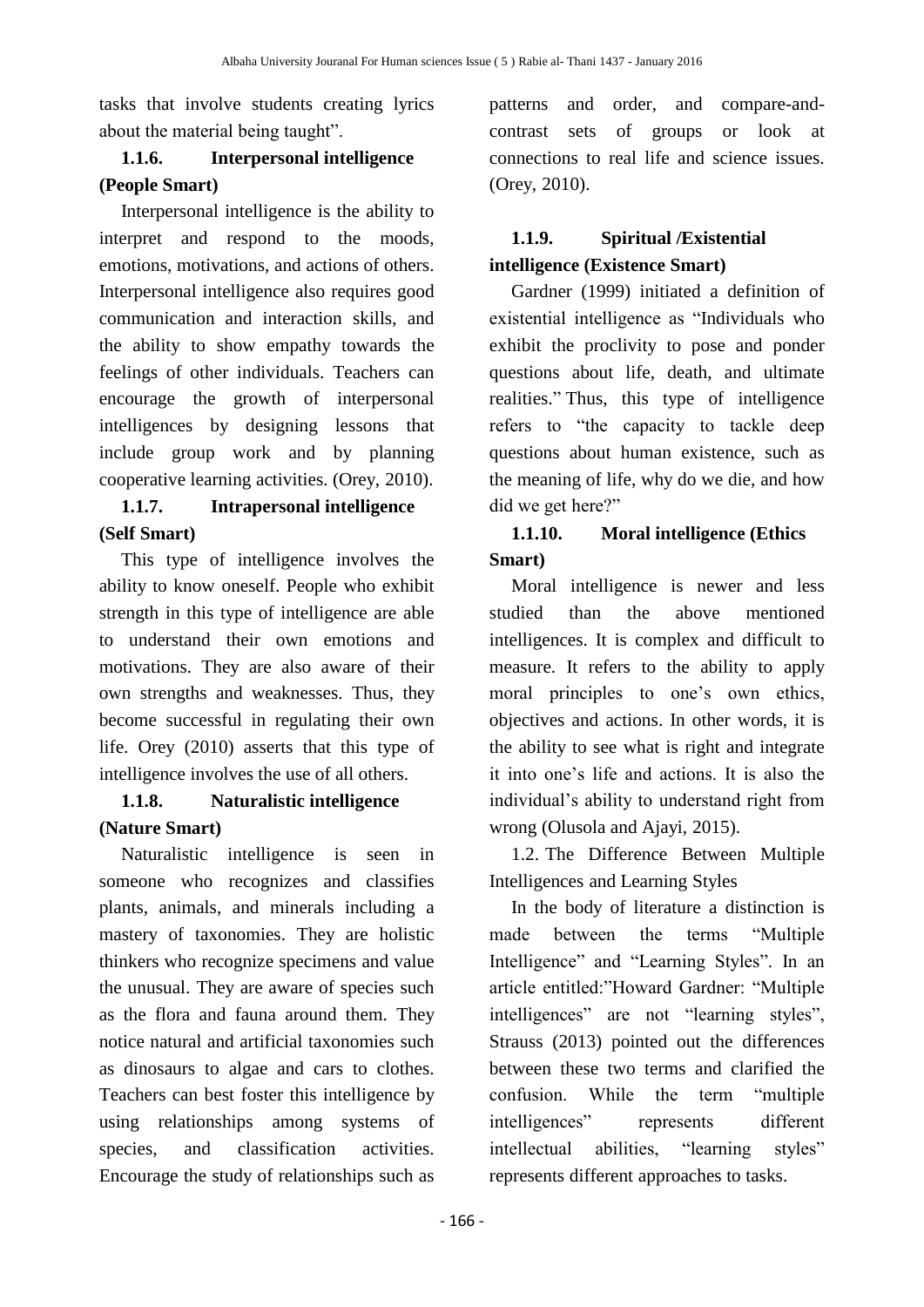tasks that involve students creating lyrics about the material being taught".

### 1.1.6. Interpersonal intelligence (People Smart)

Interpersonal intelligence is the ability to interpret and respond to the moods, emotions, motivations, and actions of others. Interpersonal intelligence also requires good communication and interaction skills, and the ability to show empathy towards the feelings of other individuals. Teachers can encourage the growth of interpersonal intelligences by designing lessons that include group work and by planning cooperative learning activities. (Orey, 2010).

### 1.1.7. Intrapersonal intelligence (Self Smart)

This type of intelligence involves the ability to know oneself. People who exhibit strength in this type of intelligence are able to understand their own emotions and motivations. They are also aware of their own strengths and weaknesses. Thus, they become successful in regulating their own life. Orey (2010) asserts that this type of intelligence involves the use of all others.

### 1.1.8. Naturalistic intelligence (Nature Smart)

Naturalistic intelligence is seen in someone who recognizes and classifies plants, animals, and minerals including a mastery of taxonomies. They are holistic thinkers who recognize specimens and value the unusual. They are aware of species such as the flora and fauna around them. They notice natural and artificial taxonomies such as dinosaurs to algae and cars to clothes. Teachers can best foster this intelligence by using relationships among systems of species, and classification activities. Encourage the study of relationships such as patterns and order, and compare-and-contrast sets of groups or look at connections to real life and science issues. (Orey, 2010).

### 1.1.9. Spiritual /Existential intelligence (Existence Smart)

Gardner (1999) initiated a definition of existential intelligence as "Individuals who exhibit the proclivity to pose and ponder questions about life, death, and ultimate realities." Thus, this type of intelligence refers to "the capacity to tackle deep questions about human existence, such as the meaning of life, why do we die, and how did we get here?"

### 1.1.10. Moral intelligence (Ethics Smart)

Moral intelligence is newer and less studied than the above mentioned intelligences. It is complex and difficult to measure. It refers to the ability to apply moral principles to one's own ethics, objectives and actions. In other words, it is the ability to see what is right and integrate it into one's life and actions. It is also the individual's ability to understand right from wrong (Olusola and Ajayi, 2015).

## 1.2. The Difference Between Multiple Intelligences and Learning Styles

In the body of literature a distinction is made between the terms "Multiple Intelligence" and "Learning Styles". In an article entitled:"Howard Gardner: "Multiple intelligences" are not "learning styles", Strauss (2013) pointed out the differences between these two terms and clarified the confusion. While the term "multiple intelligences" represents different intellectual abilities, "learning styles" represents different approaches to tasks.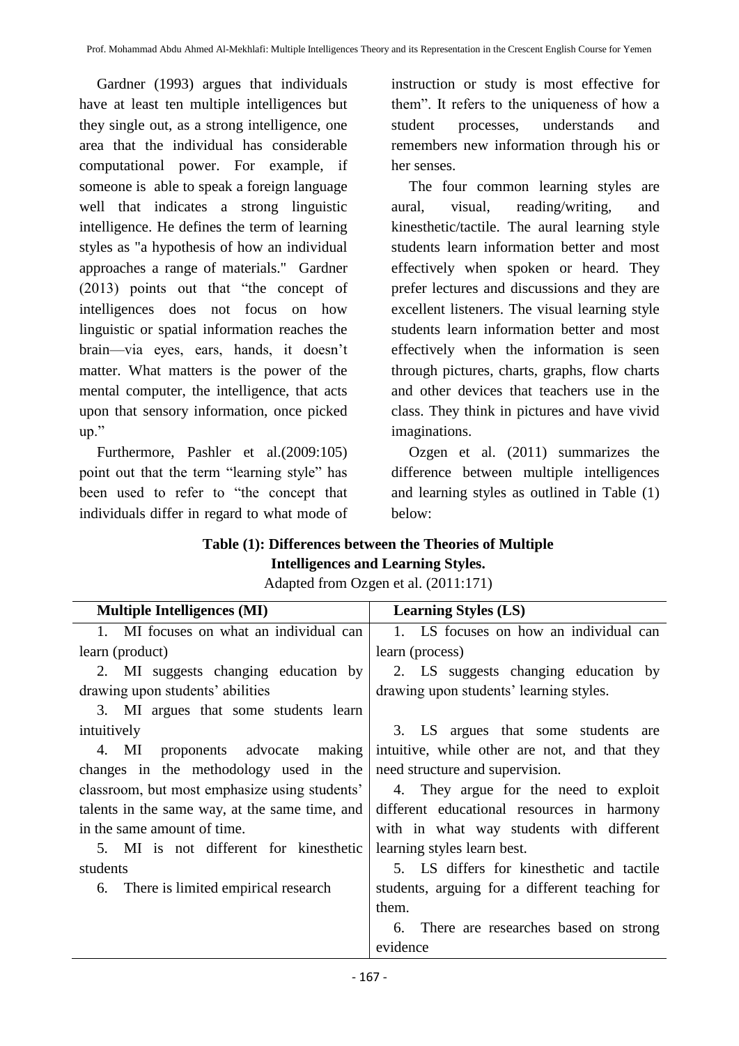Gardner (1993) argues that individuals have at least ten multiple intelligences but they single out, as a strong intelligence, one area that the individual has considerable computational power. For example, if someone is able to speak a foreign language well that indicates a strong linguistic intelligence. He defines the term of learning styles as "a hypothesis of how an individual approaches a range of materials." Gardner (2013) points out that “the concept of intelligences does not focus on how linguistic or spatial information reaches the brain—via eyes, ears, hands, it doesn’t matter. What matters is the power of the mental computer, the intelligence, that acts upon that sensory information, once picked up.”

Furthermore, Pashler et al.(2009:105) point out that the term “learning style” has been used to refer to “the concept that individuals differ in regard to what mode of instruction or study is most effective for them”. It refers to the uniqueness of how a student processes, understands and remembers new information through his or her senses.

The four common learning styles are aural, visual, reading/writing, and kinesthetic/tactile. The aural learning style students learn information better and most effectively when spoken or heard. They prefer lectures and discussions and they are excellent listeners. The visual learning style students learn information better and most effectively when the information is seen through pictures, charts, graphs, flow charts and other devices that teachers use in the class. They think in pictures and have vivid imaginations.

Ozgen et al. (2011) summarizes the difference between multiple intelligences and learning styles as outlined in Table (1) below:

**Table (1): Differences between the Theories of Multiple Intelligences and Learning Styles.**

Adapted from Ozgen et al. (2011:171)

| Multiple Intelligences (MI) | Learning Styles (LS) |
|---|---|
| 1. MI focuses on what an individual can learn (product) | 1. LS focuses on how an individual can learn (process) |
| 2. MI suggests changing education by drawing upon students’ abilities | 2. LS suggests changing education by drawing upon students’ learning styles. |
| 3. MI argues that some students learn intuitively | 3. LS argues that some students are intuitive, while other are not, and that they need structure and supervision. |
| 4. MI proponents advocate making changes in the methodology used in the classroom, but most emphasize using students’ talents in the same way, at the same time, and in the same amount of time. | 4. They argue for the need to exploit different educational resources in harmony with in what way students with different learning styles learn best. |
| 5. MI is not different for kinesthetic students | 5. LS differs for kinesthetic and tactile students, arguing for a different teaching for them. |
| 6. There is limited empirical research | 6. There are researches based on strong evidence |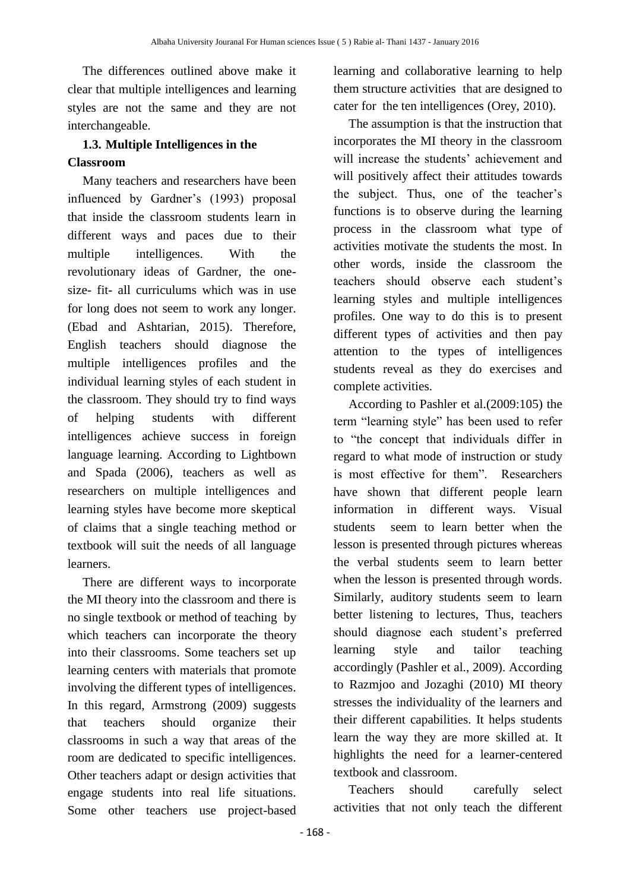The differences outlined above make it clear that multiple intelligences and learning styles are not the same and they are not interchangeable.

### 1.3. Multiple Intelligences in the Classroom

Many teachers and researchers have been influenced by Gardner's (1993) proposal that inside the classroom students learn in different ways and paces due to their multiple intelligences. With the revolutionary ideas of Gardner, the one-size- fit- all curriculums which was in use for long does not seem to work any longer. (Ebad and Ashtarian, 2015). Therefore, English teachers should diagnose the multiple intelligences profiles and the individual learning styles of each student in the classroom. They should try to find ways of helping students with different intelligences achieve success in foreign language learning. According to Lightbown and Spada (2006), teachers as well as researchers on multiple intelligences and learning styles have become more skeptical of claims that a single teaching method or textbook will suit the needs of all language learners.

There are different ways to incorporate the MI theory into the classroom and there is no single textbook or method of teaching by which teachers can incorporate the theory into their classrooms. Some teachers set up learning centers with materials that promote involving the different types of intelligences. In this regard, Armstrong (2009) suggests that teachers should organize their classrooms in such a way that areas of the room are dedicated to specific intelligences. Other teachers adapt or design activities that engage students into real life situations. Some other teachers use project-based learning and collaborative learning to help them structure activities that are designed to cater for the ten intelligences (Orey, 2010).

The assumption is that the instruction that incorporates the MI theory in the classroom will increase the students' achievement and will positively affect their attitudes towards the subject. Thus, one of the teacher's functions is to observe during the learning process in the classroom what type of activities motivate the students the most. In other words, inside the classroom the teachers should observe each student's learning styles and multiple intelligences profiles. One way to do this is to present different types of activities and then pay attention to the types of intelligences students reveal as they do exercises and complete activities.

According to Pashler et al.(2009:105) the term "learning style" has been used to refer to "the concept that individuals differ in regard to what mode of instruction or study is most effective for them". Researchers have shown that different people learn information in different ways. Visual students seem to learn better when the lesson is presented through pictures whereas the verbal students seem to learn better when the lesson is presented through words. Similarly, auditory students seem to learn better listening to lectures, Thus, teachers should diagnose each student's preferred learning style and tailor teaching accordingly (Pashler et al., 2009). According to Razmjoo and Jozaghi (2010) MI theory stresses the individuality of the learners and their different capabilities. It helps students learn the way they are more skilled at. It highlights the need for a learner-centered textbook and classroom.

Teachers should carefully select activities that not only teach the different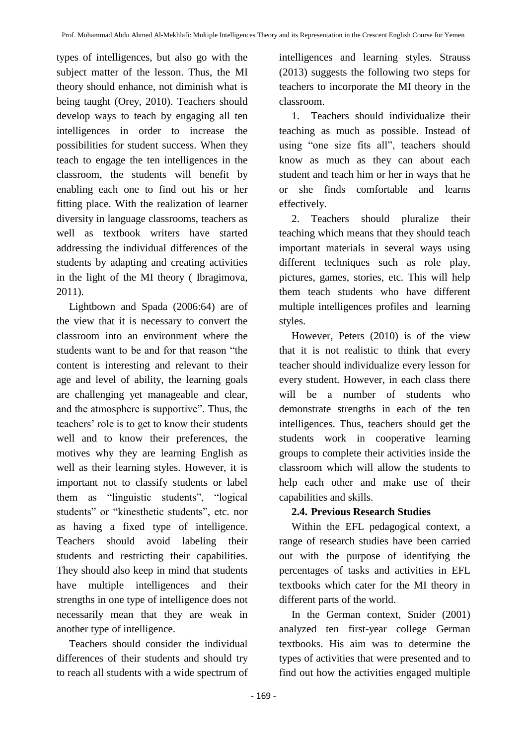types of intelligences, but also go with the subject matter of the lesson. Thus, the MI theory should enhance, not diminish what is being taught (Orey, 2010). Teachers should develop ways to teach by engaging all ten intelligences in order to increase the possibilities for student success. When they teach to engage the ten intelligences in the classroom, the students will benefit by enabling each one to find out his or her fitting place. With the realization of learner diversity in language classrooms, teachers as well as textbook writers have started addressing the individual differences of the students by adapting and creating activities in the light of the MI theory ( Ibragimova, 2011).

Lightbown and Spada (2006:64) are of the view that it is necessary to convert the classroom into an environment where the students want to be and for that reason "the content is interesting and relevant to their age and level of ability, the learning goals are challenging yet manageable and clear, and the atmosphere is supportive". Thus, the teachers' role is to get to know their students well and to know their preferences, the motives why they are learning English as well as their learning styles. However, it is important not to classify students or label them as "linguistic students", "logical students" or "kinesthetic students", etc. nor as having a fixed type of intelligence. Teachers should avoid labeling their students and restricting their capabilities. They should also keep in mind that students have multiple intelligences and their strengths in one type of intelligence does not necessarily mean that they are weak in another type of intelligence.

Teachers should consider the individual differences of their students and should try to reach all students with a wide spectrum of intelligences and learning styles. Strauss (2013) suggests the following two steps for teachers to incorporate the MI theory in the classroom.

1. Teachers should individualize their teaching as much as possible. Instead of using "one size fits all", teachers should know as much as they can about each student and teach him or her in ways that he or she finds comfortable and learns effectively.

2. Teachers should pluralize their teaching which means that they should teach important materials in several ways using different techniques such as role play, pictures, games, stories, etc. This will help them teach students who have different multiple intelligences profiles and learning styles.

However, Peters (2010) is of the view that it is not realistic to think that every teacher should individualize every lesson for every student. However, in each class there will be a number of students who demonstrate strengths in each of the ten intelligences. Thus, teachers should get the students work in cooperative learning groups to complete their activities inside the classroom which will allow the students to help each other and make use of their capabilities and skills.

### 2.4. Previous Research Studies

Within the EFL pedagogical context, a range of research studies have been carried out with the purpose of identifying the percentages of tasks and activities in EFL textbooks which cater for the MI theory in different parts of the world.

In the German context, Snider (2001) analyzed ten first-year college German textbooks. His aim was to determine the types of activities that were presented and to find out how the activities engaged multiple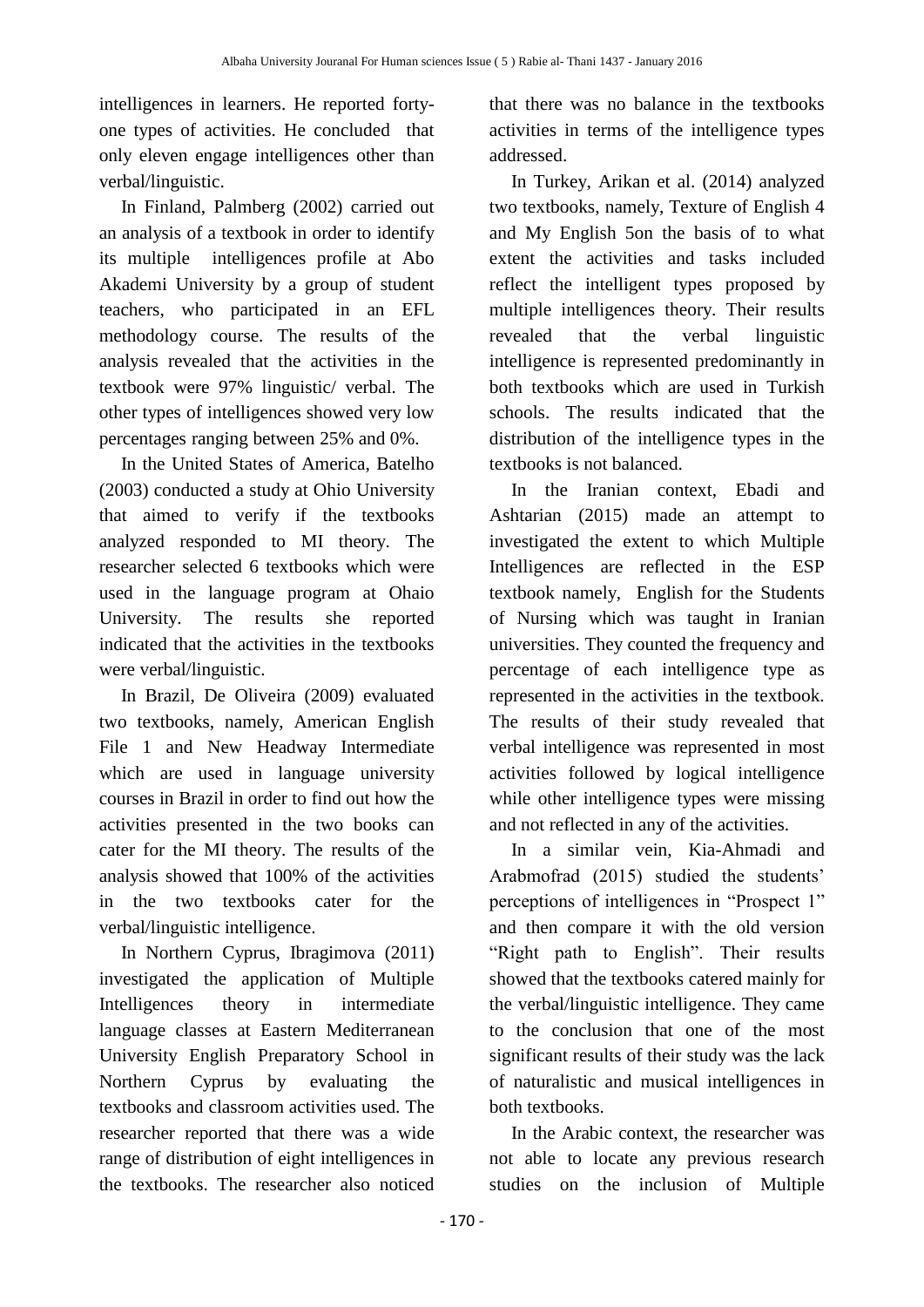intelligences in learners. He reported forty-one types of activities. He concluded that only eleven engage intelligences other than verbal/linguistic.

In Finland, Palmberg (2002) carried out an analysis of a textbook in order to identify its multiple intelligences profile at Abo Akademi University by a group of student teachers, who participated in an EFL methodology course. The results of the analysis revealed that the activities in the textbook were 97% linguistic/ verbal. The other types of intelligences showed very low percentages ranging between 25% and 0%.

In the United States of America, Batelho (2003) conducted a study at Ohio University that aimed to verify if the textbooks analyzed responded to MI theory. The researcher selected 6 textbooks which were used in the language program at Ohaio University. The results she reported indicated that the activities in the textbooks were verbal/linguistic.

In Brazil, De Oliveira (2009) evaluated two textbooks, namely, American English File 1 and New Headway Intermediate which are used in language university courses in Brazil in order to find out how the activities presented in the two books can cater for the MI theory. The results of the analysis showed that 100% of the activities in the two textbooks cater for the verbal/linguistic intelligence.

In Northern Cyprus, Ibragimova (2011) investigated the application of Multiple Intelligences theory in intermediate language classes at Eastern Mediterranean University English Preparatory School in Northern Cyprus by evaluating the textbooks and classroom activities used. The researcher reported that there was a wide range of distribution of eight intelligences in the textbooks. The researcher also noticed that there was no balance in the textbooks activities in terms of the intelligence types addressed.

In Turkey, Arikan et al. (2014) analyzed two textbooks, namely, Texture of English 4 and My English 5on the basis of to what extent the activities and tasks included reflect the intelligent types proposed by multiple intelligences theory. Their results revealed that the verbal linguistic intelligence is represented predominantly in both textbooks which are used in Turkish schools. The results indicated that the distribution of the intelligence types in the textbooks is not balanced.

In the Iranian context, Ebadi and Ashtarian (2015) made an attempt to investigated the extent to which Multiple Intelligences are reflected in the ESP textbook namely, English for the Students of Nursing which was taught in Iranian universities. They counted the frequency and percentage of each intelligence type as represented in the activities in the textbook. The results of their study revealed that verbal intelligence was represented in most activities followed by logical intelligence while other intelligence types were missing and not reflected in any of the activities.

In a similar vein, Kia-Ahmadi and Arabmofrad (2015) studied the students' perceptions of intelligences in "Prospect 1" and then compare it with the old version "Right path to English". Their results showed that the textbooks catered mainly for the verbal/linguistic intelligence. They came to the conclusion that one of the most significant results of their study was the lack of naturalistic and musical intelligences in both textbooks.

In the Arabic context, the researcher was not able to locate any previous research studies on the inclusion of Multiple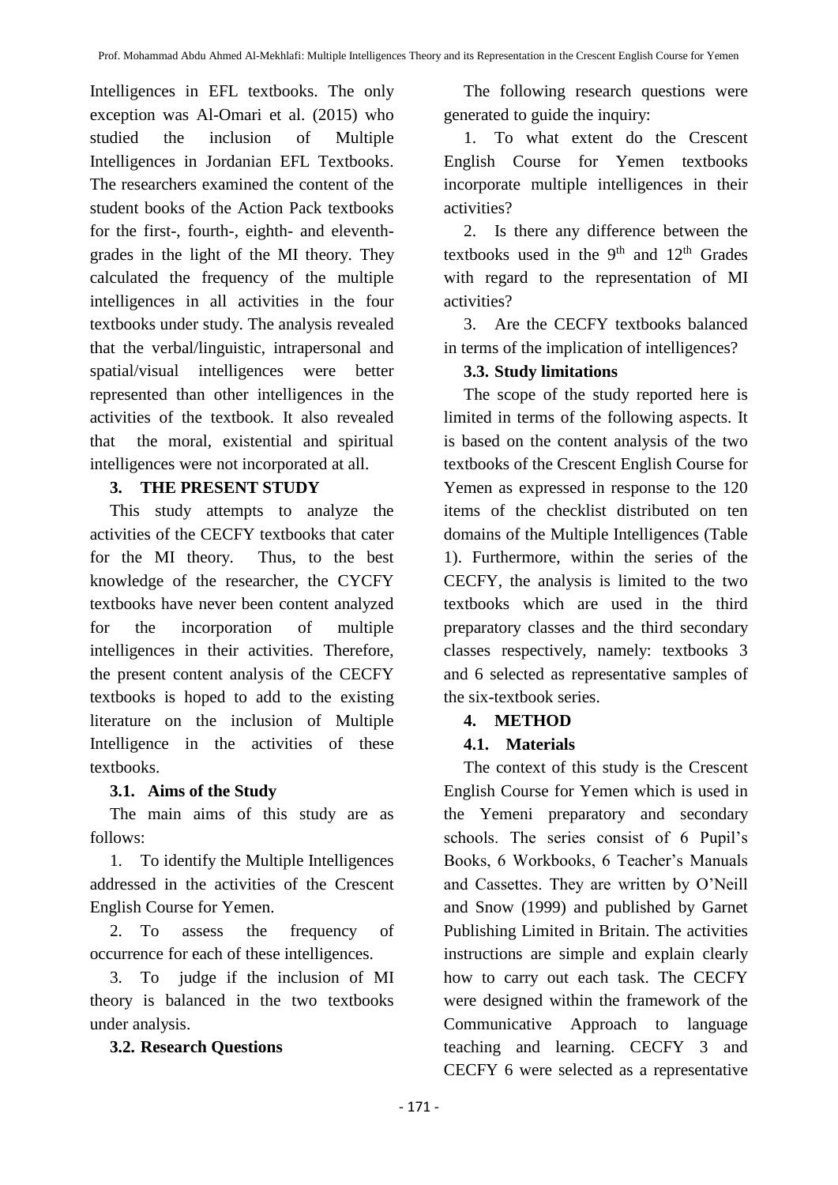Intelligences in EFL textbooks. The only exception was Al-Omari et al. (2015) who studied the inclusion of Multiple Intelligences in Jordanian EFL Textbooks. The researchers examined the content of the student books of the Action Pack textbooks for the first-, fourth-, eighth- and eleventh-grades in the light of the MI theory. They calculated the frequency of the multiple intelligences in all activities in the four textbooks under study. The analysis revealed that the verbal/linguistic, intrapersonal and spatial/visual intelligences were better represented than other intelligences in the activities of the textbook. It also revealed that the moral, existential and spiritual intelligences were not incorporated at all.

## 3. THE PRESENT STUDY

This study attempts to analyze the activities of the CECFY textbooks that cater for the MI theory. Thus, to the best knowledge of the researcher, the CYCFY textbooks have never been content analyzed for the incorporation of multiple intelligences in their activities. Therefore, the present content analysis of the CECFY textbooks is hoped to add to the existing literature on the inclusion of Multiple Intelligence in the activities of these textbooks.

### 3.1. Aims of the Study

The main aims of this study are as follows:

1. To identify the Multiple Intelligences addressed in the activities of the Crescent English Course for Yemen.
2. To assess the frequency of occurrence for each of these intelligences.
3. To judge if the inclusion of MI theory is balanced in the two textbooks under analysis.

### 3.2. Research Questions

The following research questions were generated to guide the inquiry:

1. To what extent do the Crescent English Course for Yemen textbooks incorporate multiple intelligences in their activities?
2. Is there any difference between the textbooks used in the 9th and 12th Grades with regard to the representation of MI activities?
3. Are the CECFY textbooks balanced in terms of the implication of intelligences?

### 3.3. Study limitations

The scope of the study reported here is limited in terms of the following aspects. It is based on the content analysis of the two textbooks of the Crescent English Course for Yemen as expressed in response to the 120 items of the checklist distributed on ten domains of the Multiple Intelligences (Table 1). Furthermore, within the series of the CECFY, the analysis is limited to the two textbooks which are used in the third preparatory classes and the third secondary classes respectively, namely: textbooks 3 and 6 selected as representative samples of the six-textbook series.

## 4. METHOD

### 4.1. Materials

The context of this study is the Crescent English Course for Yemen which is used in the Yemeni preparatory and secondary schools. The series consist of 6 Pupil's Books, 6 Workbooks, 6 Teacher's Manuals and Cassettes. They are written by O'Neill and Snow (1999) and published by Garnet Publishing Limited in Britain. The activities instructions are simple and explain clearly how to carry out each task. The CECFY were designed within the framework of the Communicative Approach to language teaching and learning. CECFY 3 and CECFY 6 were selected as a representative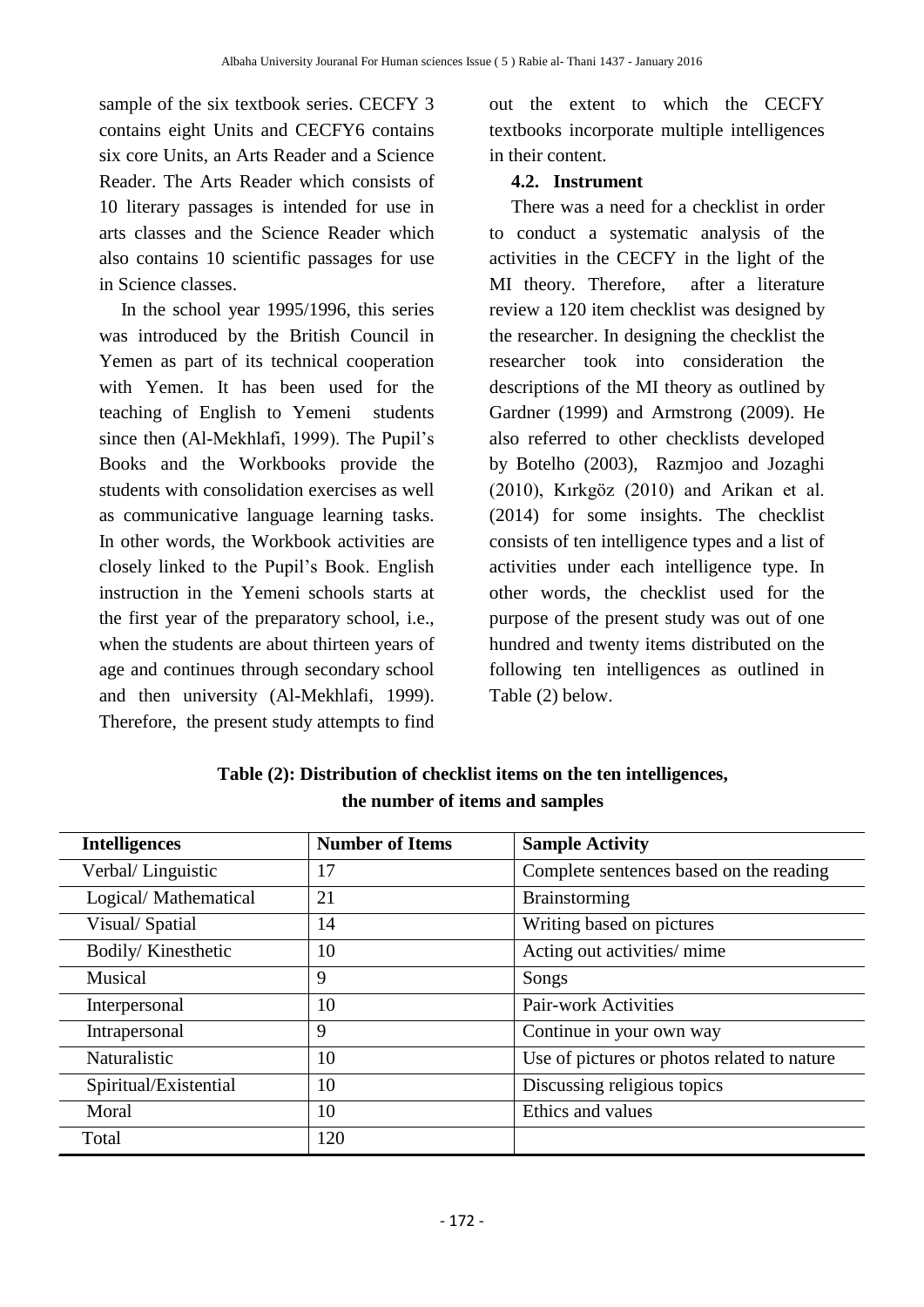sample of the six textbook series. CECFY 3 contains eight Units and CECFY6 contains six core Units, an Arts Reader and a Science Reader. The Arts Reader which consists of 10 literary passages is intended for use in arts classes and the Science Reader which also contains 10 scientific passages for use in Science classes.

In the school year 1995/1996, this series was introduced by the British Council in Yemen as part of its technical cooperation with Yemen. It has been used for the teaching of English to Yemeni students since then (Al-Mekhlafi, 1999). The Pupil's Books and the Workbooks provide the students with consolidation exercises as well as communicative language learning tasks. In other words, the Workbook activities are closely linked to the Pupil's Book. English instruction in the Yemeni schools starts at the first year of the preparatory school, i.e., when the students are about thirteen years of age and continues through secondary school and then university (Al-Mekhlafi, 1999). Therefore, the present study attempts to find out the extent to which the CECFY textbooks incorporate multiple intelligences in their content.

### 4.2. Instrument

There was a need for a checklist in order to conduct a systematic analysis of the activities in the CECFY in the light of the MI theory. Therefore, after a literature review a 120 item checklist was designed by the researcher. In designing the checklist the researcher took into consideration the descriptions of the MI theory as outlined by Gardner (1999) and Armstrong (2009). He also referred to other checklists developed by Botelho (2003), Razmjoo and Jozaghi (2010), Kırkgöz (2010) and Arikan et al. (2014) for some insights. The checklist consists of ten intelligence types and a list of activities under each intelligence type. In other words, the checklist used for the purpose of the present study was out of one hundred and twenty items distributed on the following ten intelligences as outlined in Table (2) below.

**Table (2): Distribution of checklist items on the ten intelligences, the number of items and samples**

| Intelligences | Number of Items | Sample Activity |
|---|---|---|
| Verbal/ Linguistic | 17 | Complete sentences based on the reading |
| Logical/ Mathematical | 21 | Brainstorming |
| Visual/ Spatial | 14 | Writing based on pictures |
| Bodily/ Kinesthetic | 10 | Acting out activities/ mime |
| Musical | 9 | Songs |
| Interpersonal | 10 | Pair-work Activities |
| Intrapersonal | 9 | Continue in your own way |
| Naturalistic | 10 | Use of pictures or photos related to nature |
| Spiritual/Existential | 10 | Discussing religious topics |
| Moral | 10 | Ethics and values |
| Total | 120 | |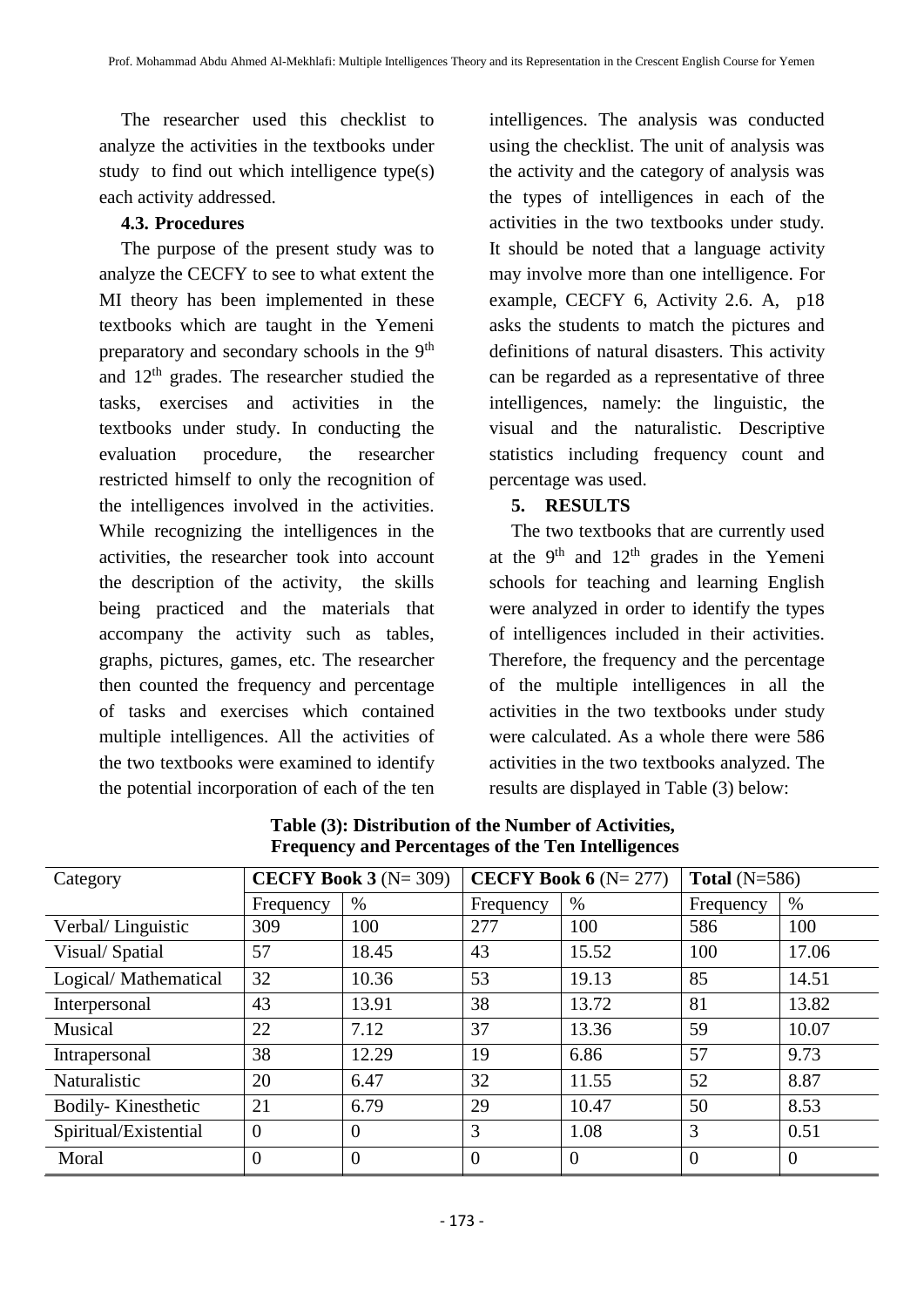The researcher used this checklist to analyze the activities in the textbooks under study to find out which intelligence type(s) each activity addressed.

### 4.3. Procedures

The purpose of the present study was to analyze the CECFY to see to what extent the MI theory has been implemented in these textbooks which are taught in the Yemeni preparatory and secondary schools in the 9th and 12th grades. The researcher studied the tasks, exercises and activities in the textbooks under study. In conducting the evaluation procedure, the researcher restricted himself to only the recognition of the intelligences involved in the activities. While recognizing the intelligences in the activities, the researcher took into account the description of the activity, the skills being practiced and the materials that accompany the activity such as tables, graphs, pictures, games, etc. The researcher then counted the frequency and percentage of tasks and exercises which contained multiple intelligences. All the activities of the two textbooks were examined to identify the potential incorporation of each of the ten intelligences. The analysis was conducted using the checklist. The unit of analysis was the activity and the category of analysis was the types of intelligences in each of the activities in the two textbooks under study. It should be noted that a language activity may involve more than one intelligence. For example, CECFY 6, Activity 2.6. A, p18 asks the students to match the pictures and definitions of natural disasters. This activity can be regarded as a representative of three intelligences, namely: the linguistic, the visual and the naturalistic. Descriptive statistics including frequency count and percentage was used.

## 5. RESULTS

The two textbooks that are currently used at the 9th and 12th grades in the Yemeni schools for teaching and learning English were analyzed in order to identify the types of intelligences included in their activities. Therefore, the frequency and the percentage of the multiple intelligences in all the activities in the two textbooks under study were calculated. As a whole there were 586 activities in the two textbooks analyzed. The results are displayed in Table (3) below:

**Table (3): Distribution of the Number of Activities, Frequency and Percentages of the Ten Intelligences**

| Category | **CECFY Book 3** (N= 309) | | **CECFY Book 6** (N= 277) | | **Total** (N=586) | |
|---|---|---|---|---|---|---|
| | Frequency | % | Frequency | % | Frequency | % |
| Verbal/ Linguistic | 309 | 100 | 277 | 100 | 586 | 100 |
| Visual/ Spatial | 57 | 18.45 | 43 | 15.52 | 100 | 17.06 |
| Logical/ Mathematical | 32 | 10.36 | 53 | 19.13 | 85 | 14.51 |
| Interpersonal | 43 | 13.91 | 38 | 13.72 | 81 | 13.82 |
| Musical | 22 | 7.12 | 37 | 13.36 | 59 | 10.07 |
| Intrapersonal | 38 | 12.29 | 19 | 6.86 | 57 | 9.73 |
| Naturalistic | 20 | 6.47 | 32 | 11.55 | 52 | 8.87 |
| Bodily- Kinesthetic | 21 | 6.79 | 29 | 10.47 | 50 | 8.53 |
| Spiritual/Existential | 0 | 0 | 3 | 1.08 | 3 | 0.51 |
| Moral | 0 | 0 | 0 | 0 | 0 | 0 |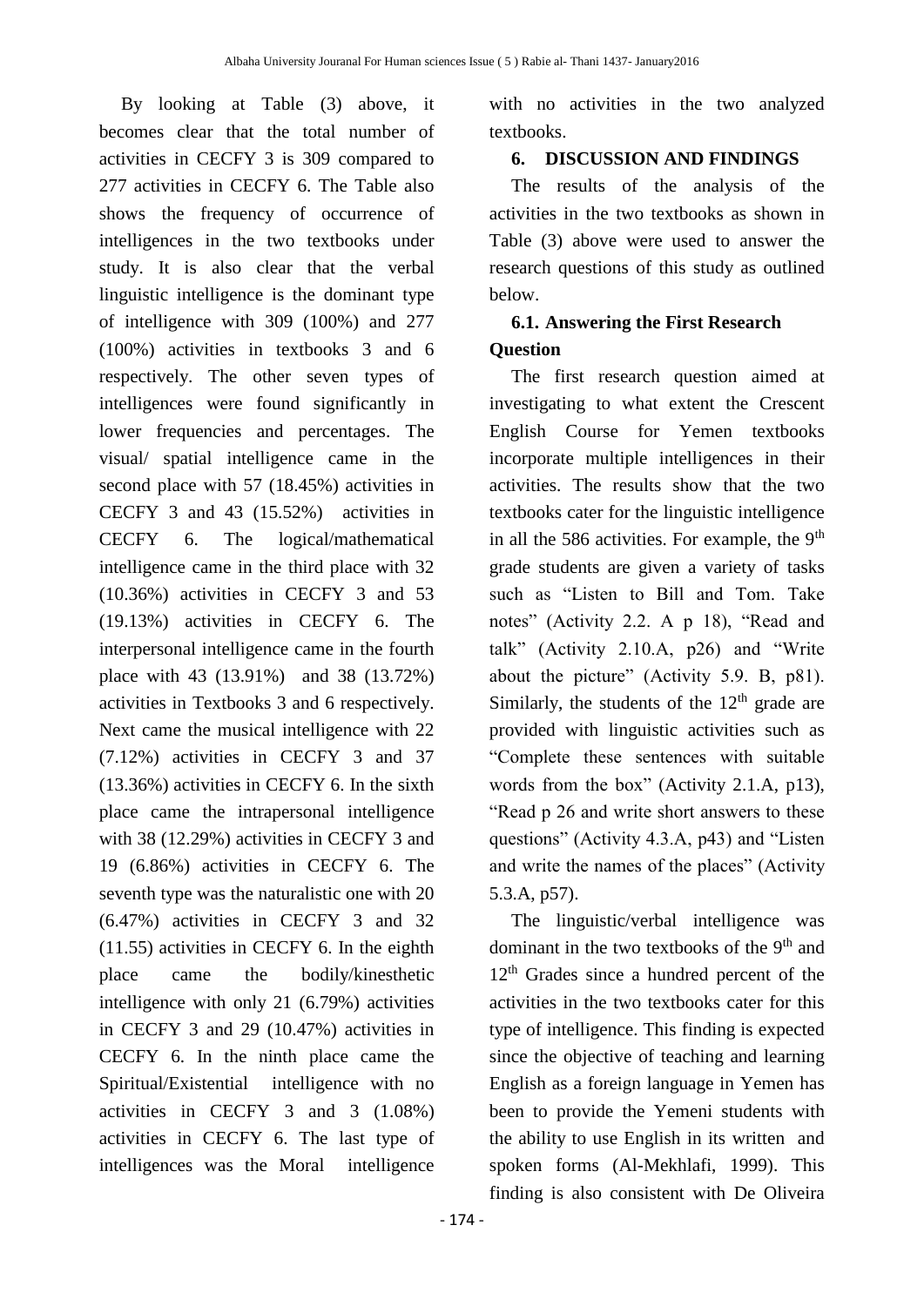By looking at Table (3) above, it becomes clear that the total number of activities in CECFY 3 is 309 compared to 277 activities in CECFY 6. The Table also shows the frequency of occurrence of intelligences in the two textbooks under study. It is also clear that the verbal linguistic intelligence is the dominant type of intelligence with 309 (100%) and 277 (100%) activities in textbooks 3 and 6 respectively. The other seven types of intelligences were found significantly in lower frequencies and percentages. The visual/ spatial intelligence came in the second place with 57 (18.45%) activities in CECFY 3 and 43 (15.52%) activities in CECFY 6. The logical/mathematical intelligence came in the third place with 32 (10.36%) activities in CECFY 3 and 53 (19.13%) activities in CECFY 6. The interpersonal intelligence came in the fourth place with 43 (13.91%) and 38 (13.72%) activities in Textbooks 3 and 6 respectively. Next came the musical intelligence with 22 (7.12%) activities in CECFY 3 and 37 (13.36%) activities in CECFY 6. In the sixth place came the intrapersonal intelligence with 38 (12.29%) activities in CECFY 3 and 19 (6.86%) activities in CECFY 6. The seventh type was the naturalistic one with 20 (6.47%) activities in CECFY 3 and 32 (11.55) activities in CECFY 6. In the eighth place came the bodily/kinesthetic intelligence with only 21 (6.79%) activities in CECFY 3 and 29 (10.47%) activities in CECFY 6. In the ninth place came the Spiritual/Existential intelligence with no activities in CECFY 3 and 3 (1.08%) activities in CECFY 6. The last type of intelligences was the Moral intelligence with no activities in the two analyzed textbooks.

## 6. DISCUSSION AND FINDINGS

The results of the analysis of the activities in the two textbooks as shown in Table (3) above were used to answer the research questions of this study as outlined below.

### 6.1. Answering the First Research Question

The first research question aimed at investigating to what extent the Crescent English Course for Yemen textbooks incorporate multiple intelligences in their activities. The results show that the two textbooks cater for the linguistic intelligence in all the 586 activities. For example, the 9th grade students are given a variety of tasks such as "Listen to Bill and Tom. Take notes" (Activity 2.2. A p 18), "Read and talk" (Activity 2.10.A, p26) and "Write about the picture" (Activity 5.9. B, p81). Similarly, the students of the 12th grade are provided with linguistic activities such as "Complete these sentences with suitable words from the box" (Activity 2.1.A, p13), "Read p 26 and write short answers to these questions" (Activity 4.3.A, p43) and "Listen and write the names of the places" (Activity 5.3.A, p57).

The linguistic/verbal intelligence was dominant in the two textbooks of the 9th and 12th Grades since a hundred percent of the activities in the two textbooks cater for this type of intelligence. This finding is expected since the objective of teaching and learning English as a foreign language in Yemen has been to provide the Yemeni students with the ability to use English in its written and spoken forms (Al-Mekhlafi, 1999). This finding is also consistent with De Oliveira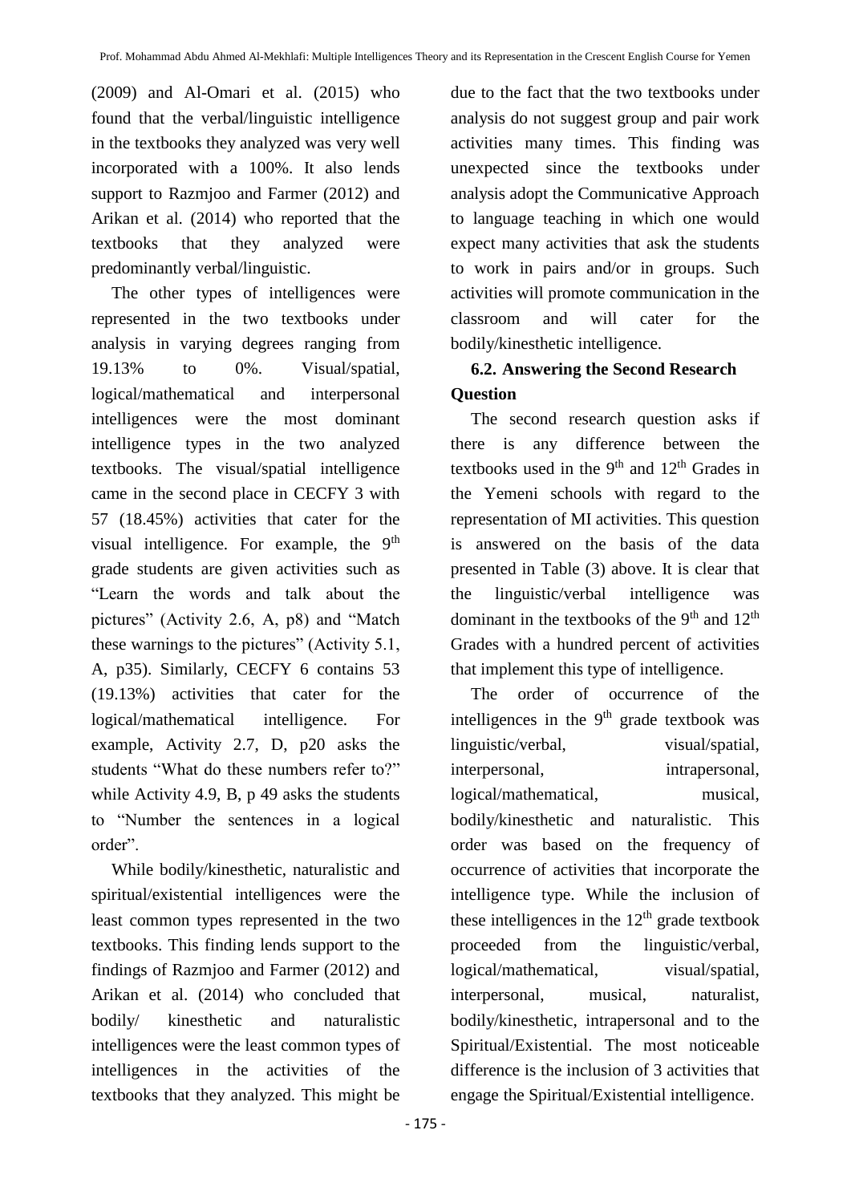(2009) and Al-Omari et al. (2015) who found that the verbal/linguistic intelligence in the textbooks they analyzed was very well incorporated with a 100%. It also lends support to Razmjoo and Farmer (2012) and Arikan et al. (2014) who reported that the textbooks that they analyzed were predominantly verbal/linguistic.

The other types of intelligences were represented in the two textbooks under analysis in varying degrees ranging from 19.13% to 0%. Visual/spatial, logical/mathematical and interpersonal intelligences were the most dominant intelligence types in the two analyzed textbooks. The visual/spatial intelligence came in the second place in CECFY 3 with 57 (18.45%) activities that cater for the visual intelligence. For example, the 9th grade students are given activities such as "Learn the words and talk about the pictures" (Activity 2.6, A, p8) and "Match these warnings to the pictures" (Activity 5.1, A, p35). Similarly, CECFY 6 contains 53 (19.13%) activities that cater for the logical/mathematical intelligence. For example, Activity 2.7, D, p20 asks the students "What do these numbers refer to?" while Activity 4.9, B, p 49 asks the students to "Number the sentences in a logical order".

While bodily/kinesthetic, naturalistic and spiritual/existential intelligences were the least common types represented in the two textbooks. This finding lends support to the findings of Razmjoo and Farmer (2012) and Arikan et al. (2014) who concluded that bodily/ kinesthetic and naturalistic intelligences were the least common types of intelligences in the activities of the textbooks that they analyzed. This might be due to the fact that the two textbooks under analysis do not suggest group and pair work activities many times. This finding was unexpected since the textbooks under analysis adopt the Communicative Approach to language teaching in which one would expect many activities that ask the students to work in pairs and/or in groups. Such activities will promote communication in the classroom and will cater for the bodily/kinesthetic intelligence.

### 6.2. Answering the Second Research Question

The second research question asks if there is any difference between the textbooks used in the 9th and 12th Grades in the Yemeni schools with regard to the representation of MI activities. This question is answered on the basis of the data presented in Table (3) above. It is clear that the linguistic/verbal intelligence was dominant in the textbooks of the 9th and 12th Grades with a hundred percent of activities that implement this type of intelligence.

The order of occurrence of the intelligences in the 9th grade textbook was linguistic/verbal, visual/spatial, interpersonal, intrapersonal, logical/mathematical, musical, bodily/kinesthetic and naturalistic. This order was based on the frequency of occurrence of activities that incorporate the intelligence type. While the inclusion of these intelligences in the 12th grade textbook proceeded from the linguistic/verbal, logical/mathematical, visual/spatial, interpersonal, musical, naturalist, bodily/kinesthetic, intrapersonal and to the Spiritual/Existential. The most noticeable difference is the inclusion of 3 activities that engage the Spiritual/Existential intelligence.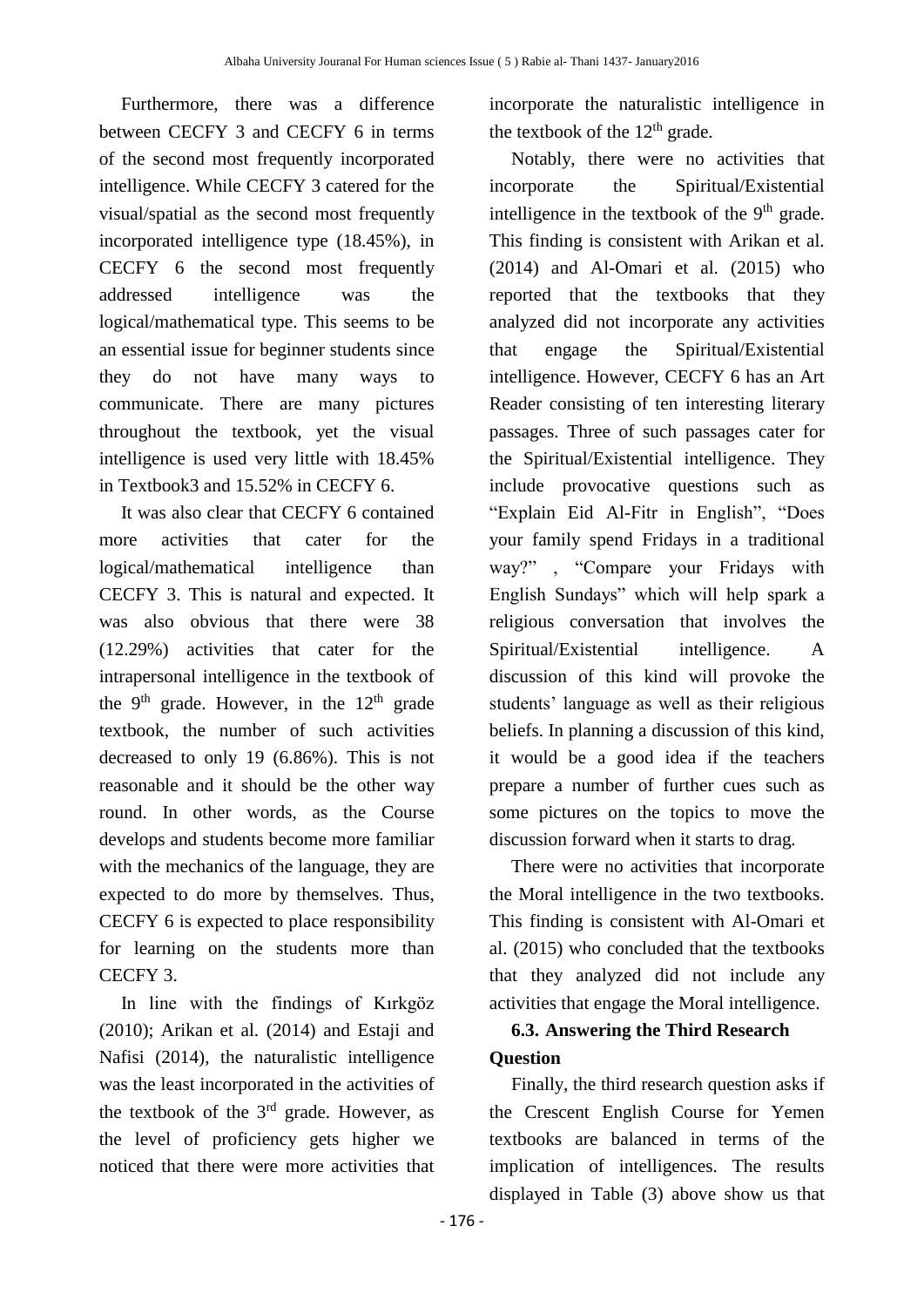Furthermore, there was a difference between CECFY 3 and CECFY 6 in terms of the second most frequently incorporated intelligence. While CECFY 3 catered for the visual/spatial as the second most frequently incorporated intelligence type (18.45%), in CECFY 6 the second most frequently addressed intelligence was the logical/mathematical type. This seems to be an essential issue for beginner students since they do not have many ways to communicate. There are many pictures throughout the textbook, yet the visual intelligence is used very little with 18.45% in Textbook3 and 15.52% in CECFY 6.

It was also clear that CECFY 6 contained more activities that cater for the logical/mathematical intelligence than CECFY 3. This is natural and expected. It was also obvious that there were 38 (12.29%) activities that cater for the intrapersonal intelligence in the textbook of the 9th grade. However, in the 12th grade textbook, the number of such activities decreased to only 19 (6.86%). This is not reasonable and it should be the other way round. In other words, as the Course develops and students become more familiar with the mechanics of the language, they are expected to do more by themselves. Thus, CECFY 6 is expected to place responsibility for learning on the students more than CECFY 3.

In line with the findings of Kırkgöz (2010); Arikan et al. (2014) and Estaji and Nafisi (2014), the naturalistic intelligence was the least incorporated in the activities of the textbook of the 3rd grade. However, as the level of proficiency gets higher we noticed that there were more activities that incorporate the naturalistic intelligence in the textbook of the 12th grade.

Notably, there were no activities that incorporate the Spiritual/Existential intelligence in the textbook of the 9th grade. This finding is consistent with Arikan et al. (2014) and Al-Omari et al. (2015) who reported that the textbooks that they analyzed did not incorporate any activities that engage the Spiritual/Existential intelligence. However, CECFY 6 has an Art Reader consisting of ten interesting literary passages. Three of such passages cater for the Spiritual/Existential intelligence. They include provocative questions such as "Explain Eid Al-Fitr in English", "Does your family spend Fridays in a traditional way?" , "Compare your Fridays with English Sundays" which will help spark a religious conversation that involves the Spiritual/Existential intelligence. A discussion of this kind will provoke the students' language as well as their religious beliefs. In planning a discussion of this kind, it would be a good idea if the teachers prepare a number of further cues such as some pictures on the topics to move the discussion forward when it starts to drag.

There were no activities that incorporate the Moral intelligence in the two textbooks. This finding is consistent with Al-Omari et al. (2015) who concluded that the textbooks that they analyzed did not include any activities that engage the Moral intelligence.

### 6.3. Answering the Third Research Question

Finally, the third research question asks if the Crescent English Course for Yemen textbooks are balanced in terms of the implication of intelligences. The results displayed in Table (3) above show us that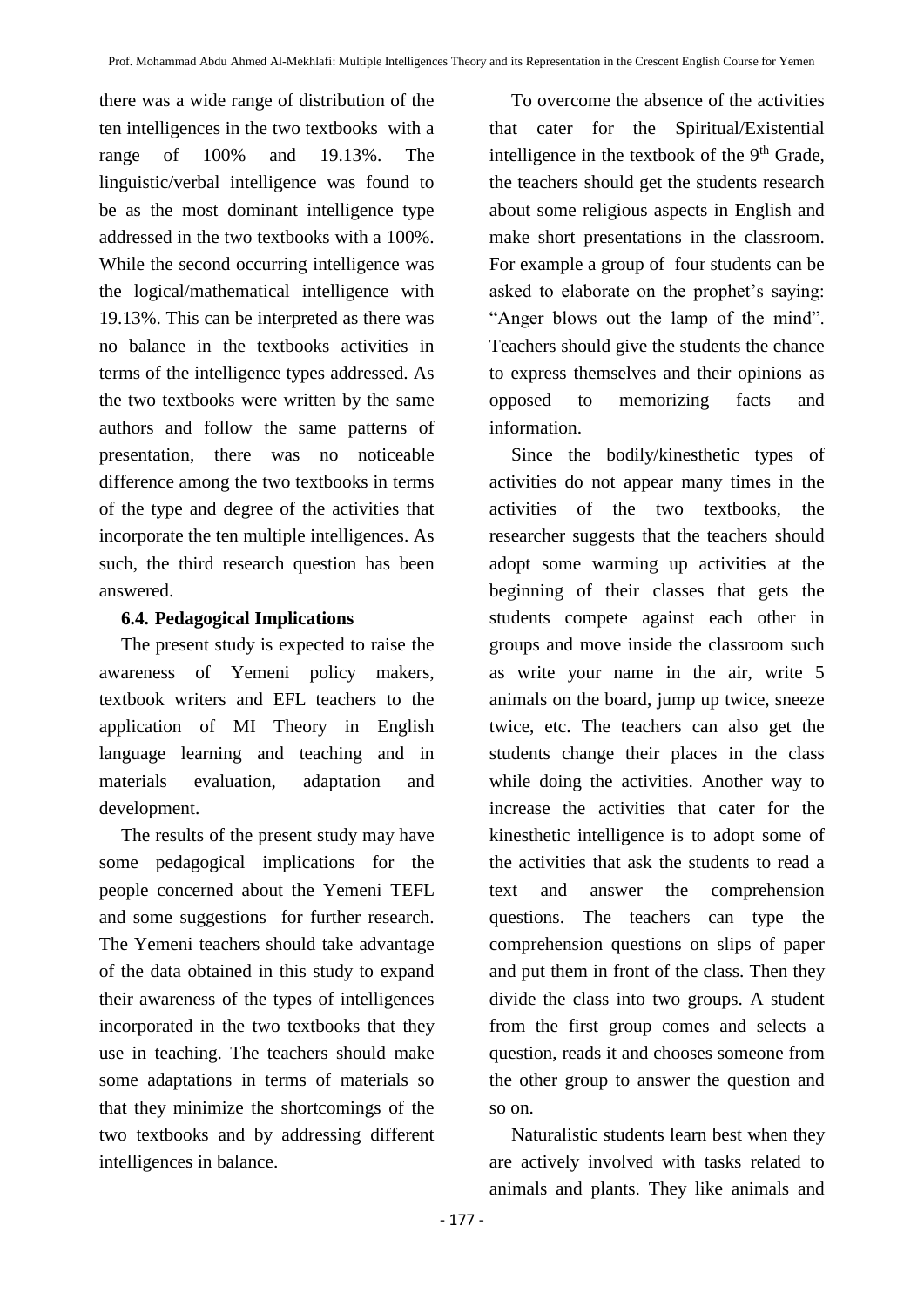there was a wide range of distribution of the ten intelligences in the two textbooks with a range of 100% and 19.13%. The linguistic/verbal intelligence was found to be as the most dominant intelligence type addressed in the two textbooks with a 100%. While the second occurring intelligence was the logical/mathematical intelligence with 19.13%. This can be interpreted as there was no balance in the textbooks activities in terms of the intelligence types addressed. As the two textbooks were written by the same authors and follow the same patterns of presentation, there was no noticeable difference among the two textbooks in terms of the type and degree of the activities that incorporate the ten multiple intelligences. As such, the third research question has been answered.

### 6.4. Pedagogical Implications

The present study is expected to raise the awareness of Yemeni policy makers, textbook writers and EFL teachers to the application of MI Theory in English language learning and teaching and in materials evaluation, adaptation and development.

The results of the present study may have some pedagogical implications for the people concerned about the Yemeni TEFL and some suggestions for further research. The Yemeni teachers should take advantage of the data obtained in this study to expand their awareness of the types of intelligences incorporated in the two textbooks that they use in teaching. The teachers should make some adaptations in terms of materials so that they minimize the shortcomings of the two textbooks and by addressing different intelligences in balance.

To overcome the absence of the activities that cater for the Spiritual/Existential intelligence in the textbook of the 9th Grade, the teachers should get the students research about some religious aspects in English and make short presentations in the classroom. For example a group of four students can be asked to elaborate on the prophet's saying: "Anger blows out the lamp of the mind". Teachers should give the students the chance to express themselves and their opinions as opposed to memorizing facts and information.

Since the bodily/kinesthetic types of activities do not appear many times in the activities of the two textbooks, the researcher suggests that the teachers should adopt some warming up activities at the beginning of their classes that gets the students compete against each other in groups and move inside the classroom such as write your name in the air, write 5 animals on the board, jump up twice, sneeze twice, etc. The teachers can also get the students change their places in the class while doing the activities. Another way to increase the activities that cater for the kinesthetic intelligence is to adopt some of the activities that ask the students to read a text and answer the comprehension questions. The teachers can type the comprehension questions on slips of paper and put them in front of the class. Then they divide the class into two groups. A student from the first group comes and selects a question, reads it and chooses someone from the other group to answer the question and so on.

Naturalistic students learn best when they are actively involved with tasks related to animals and plants. They like animals and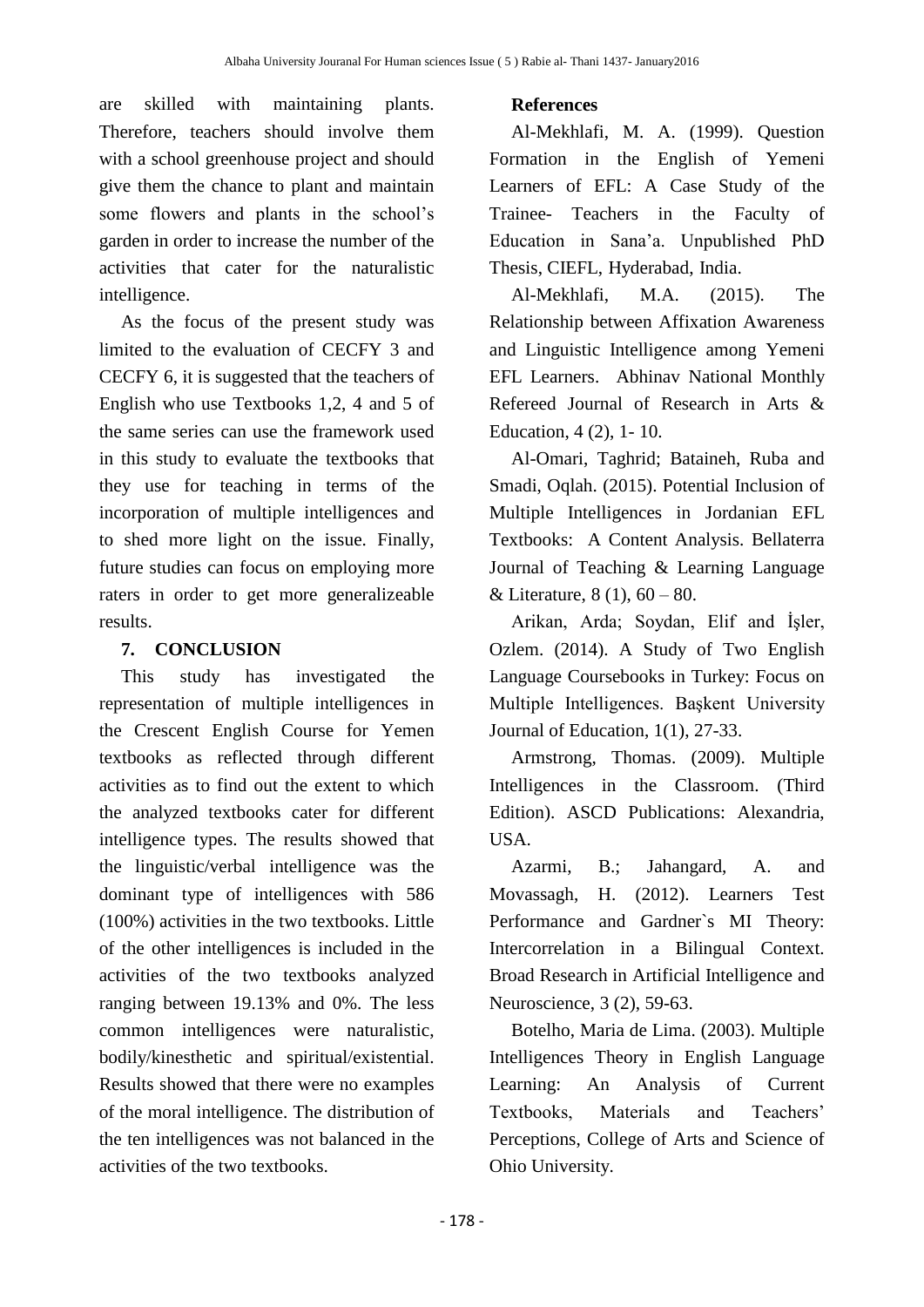are skilled with maintaining plants. Therefore, teachers should involve them with a school greenhouse project and should give them the chance to plant and maintain some flowers and plants in the school's garden in order to increase the number of the activities that cater for the naturalistic intelligence.

As the focus of the present study was limited to the evaluation of CECFY 3 and CECFY 6, it is suggested that the teachers of English who use Textbooks 1,2, 4 and 5 of the same series can use the framework used in this study to evaluate the textbooks that they use for teaching in terms of the incorporation of multiple intelligences and to shed more light on the issue. Finally, future studies can focus on employing more raters in order to get more generalizeable results.

## 7. CONCLUSION

This study has investigated the representation of multiple intelligences in the Crescent English Course for Yemen textbooks as reflected through different activities as to find out the extent to which the analyzed textbooks cater for different intelligence types. The results showed that the linguistic/verbal intelligence was the dominant type of intelligences with 586 (100%) activities in the two textbooks. Little of the other intelligences is included in the activities of the two textbooks analyzed ranging between 19.13% and 0%. The less common intelligences were naturalistic, bodily/kinesthetic and spiritual/existential. Results showed that there were no examples of the moral intelligence. The distribution of the ten intelligences was not balanced in the activities of the two textbooks.

## References

Al-Mekhlafi, M. A. (1999). Question Formation in the English of Yemeni Learners of EFL: A Case Study of the Trainee- Teachers in the Faculty of Education in Sana'a. Unpublished PhD Thesis, CIEFL, Hyderabad, India.

Al-Mekhlafi, M.A. (2015). The Relationship between Affixation Awareness and Linguistic Intelligence among Yemeni EFL Learners. Abhinav National Monthly Refereed Journal of Research in Arts & Education, 4 (2), 1- 10.

Al-Omari, Taghrid; Bataineh, Ruba and Smadi, Oqlah. (2015). Potential Inclusion of Multiple Intelligences in Jordanian EFL Textbooks: A Content Analysis. Bellaterra Journal of Teaching & Learning Language & Literature, 8 (1), 60 – 80.

Arikan, Arda; Soydan, Elif and İşler, Ozlem. (2014). A Study of Two English Language Coursebooks in Turkey: Focus on Multiple Intelligences. Başkent University Journal of Education, 1(1), 27-33.

Armstrong, Thomas. (2009). Multiple Intelligences in the Classroom. (Third Edition). ASCD Publications: Alexandria, USA.

Azarmi, B.; Jahangard, A. and Movassagh, H. (2012). Learners Test Performance and Gardner`s MI Theory: Intercorrelation in a Bilingual Context. Broad Research in Artificial Intelligence and Neuroscience, 3 (2), 59-63.

Botelho, Maria de Lima. (2003). Multiple Intelligences Theory in English Language Learning: An Analysis of Current Textbooks, Materials and Teachers' Perceptions, College of Arts and Science of Ohio University.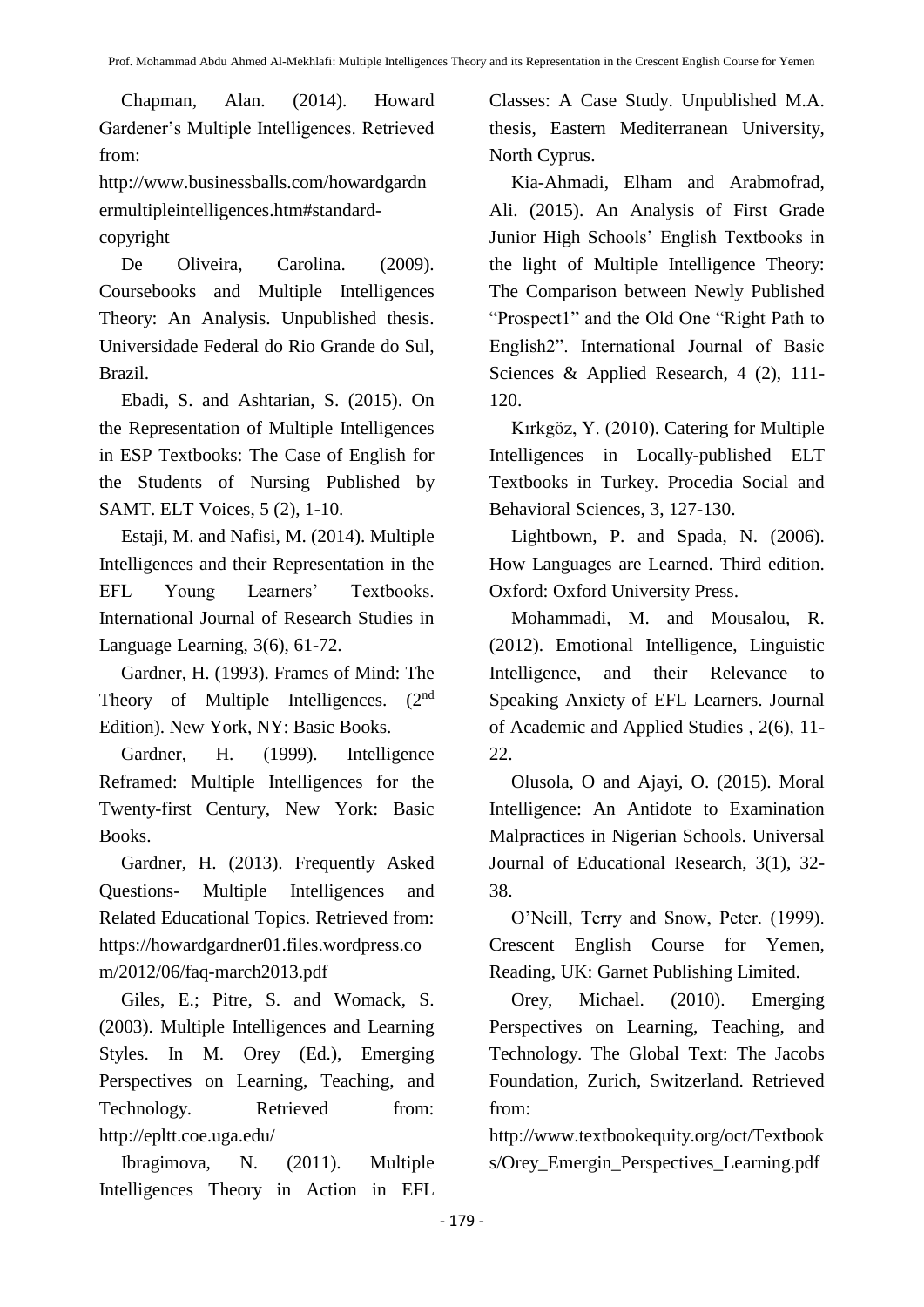Chapman, Alan. (2014). Howard Gardener's Multiple Intelligences. Retrieved from: http://www.businessballs.com/howardgardnermultipleintelligences.htm#standard-copyright

De Oliveira, Carolina. (2009). Coursebooks and Multiple Intelligences Theory: An Analysis. Unpublished thesis. Universidade Federal do Rio Grande do Sul, Brazil.

Ebadi, S. and Ashtarian, S. (2015). On the Representation of Multiple Intelligences in ESP Textbooks: The Case of English for the Students of Nursing Published by SAMT. ELT Voices, 5 (2), 1-10.

Estaji, M. and Nafisi, M. (2014). Multiple Intelligences and their Representation in the EFL Young Learners' Textbooks. International Journal of Research Studies in Language Learning, 3(6), 61-72.

Gardner, H. (1993). Frames of Mind: The Theory of Multiple Intelligences. (2nd Edition). New York, NY: Basic Books.

Gardner, H. (1999). Intelligence Reframed: Multiple Intelligences for the Twenty-first Century, New York: Basic Books.

Gardner, H. (2013). Frequently Asked Questions- Multiple Intelligences and Related Educational Topics. Retrieved from: https://howardgardner01.files.wordpress.com/2012/06/faq-march2013.pdf

Giles, E.; Pitre, S. and Womack, S. (2003). Multiple Intelligences and Learning Styles. In M. Orey (Ed.), Emerging Perspectives on Learning, Teaching, and Technology. Retrieved from: http://epltt.coe.uga.edu/

Ibragimova, N. (2011). Multiple Intelligences Theory in Action in EFL Classes: A Case Study. Unpublished M.A. thesis, Eastern Mediterranean University, North Cyprus.

Kia-Ahmadi, Elham and Arabmofrad, Ali. (2015). An Analysis of First Grade Junior High Schools' English Textbooks in the light of Multiple Intelligence Theory: The Comparison between Newly Published "Prospect1" and the Old One "Right Path to English2". International Journal of Basic Sciences & Applied Research, 4 (2), 111-120.

Kırkgöz, Y. (2010). Catering for Multiple Intelligences in Locally-published ELT Textbooks in Turkey. Procedia Social and Behavioral Sciences, 3, 127-130.

Lightbown, P. and Spada, N. (2006). How Languages are Learned. Third edition. Oxford: Oxford University Press.

Mohammadi, M. and Mousalou, R. (2012). Emotional Intelligence, Linguistic Intelligence, and their Relevance to Speaking Anxiety of EFL Learners. Journal of Academic and Applied Studies , 2(6), 11-22.

Olusola, O and Ajayi, O. (2015). Moral Intelligence: An Antidote to Examination Malpractices in Nigerian Schools. Universal Journal of Educational Research, 3(1), 32-38.

O'Neill, Terry and Snow, Peter. (1999). Crescent English Course for Yemen, Reading, UK: Garnet Publishing Limited.

Orey, Michael. (2010). Emerging Perspectives on Learning, Teaching, and Technology. The Global Text: The Jacobs Foundation, Zurich, Switzerland. Retrieved from: http://www.textbookequity.org/oct/Textbooks/Orey_Emergin_Perspectives_Learning.pdf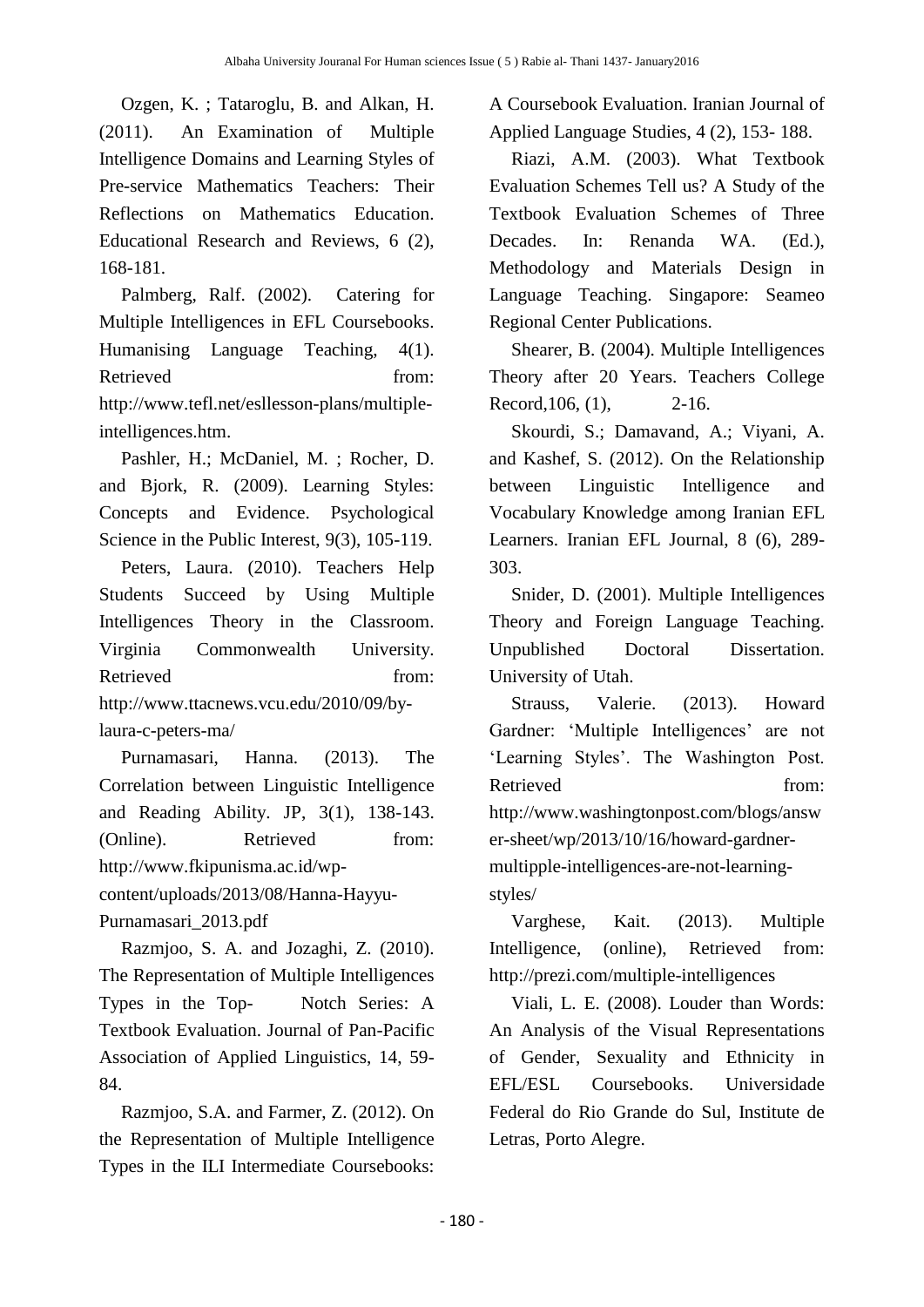Ozgen, K. ; Tataroglu, B. and Alkan, H. (2011). An Examination of Multiple Intelligence Domains and Learning Styles of Pre-service Mathematics Teachers: Their Reflections on Mathematics Education. Educational Research and Reviews, 6 (2), 168-181.

Palmberg, Ralf. (2002). Catering for Multiple Intelligences in EFL Coursebooks. Humanising Language Teaching, 4(1). Retrieved from: http://www.tefl.net/esllesson-plans/multiple-intelligences.htm.

Pashler, H.; McDaniel, M. ; Rocher, D. and Bjork, R. (2009). Learning Styles: Concepts and Evidence. Psychological Science in the Public Interest, 9(3), 105-119.

Peters, Laura. (2010). Teachers Help Students Succeed by Using Multiple Intelligences Theory in the Classroom. Virginia Commonwealth University. Retrieved from: http://www.ttacnews.vcu.edu/2010/09/by-laura-c-peters-ma/

Purnamasari, Hanna. (2013). The Correlation between Linguistic Intelligence and Reading Ability. JP, 3(1), 138-143. (Online). Retrieved from: http://www.fkipunisma.ac.id/wp-content/uploads/2013/08/Hanna-Hayyu-Purnamasari_2013.pdf

Razmjoo, S. A. and Jozaghi, Z. (2010). The Representation of Multiple Intelligences Types in the Top- Notch Series: A Textbook Evaluation. Journal of Pan-Pacific Association of Applied Linguistics, 14, 59-84.

Razmjoo, S.A. and Farmer, Z. (2012). On the Representation of Multiple Intelligence Types in the ILI Intermediate Coursebooks: A Coursebook Evaluation. Iranian Journal of Applied Language Studies, 4 (2), 153- 188.

Riazi, A.M. (2003). What Textbook Evaluation Schemes Tell us? A Study of the Textbook Evaluation Schemes of Three Decades. In: Renanda WA. (Ed.), Methodology and Materials Design in Language Teaching. Singapore: Seameo Regional Center Publications.

Shearer, B. (2004). Multiple Intelligences Theory after 20 Years. Teachers College Record,106, (1), 2-16.

Skourdi, S.; Damavand, A.; Viyani, A. and Kashef, S. (2012). On the Relationship between Linguistic Intelligence and Vocabulary Knowledge among Iranian EFL Learners. Iranian EFL Journal, 8 (6), 289-303.

Snider, D. (2001). Multiple Intelligences Theory and Foreign Language Teaching. Unpublished Doctoral Dissertation. University of Utah.

Strauss, Valerie. (2013). Howard Gardner: 'Multiple Intelligences' are not 'Learning Styles'. The Washington Post. Retrieved from: http://www.washingtonpost.com/blogs/answer-sheet/wp/2013/10/16/howard-gardner-multipple-intelligences-are-not-learning-styles/

Varghese, Kait. (2013). Multiple Intelligence, (online), Retrieved from: http://prezi.com/multiple-intelligences

Viali, L. E. (2008). Louder than Words: An Analysis of the Visual Representations of Gender, Sexuality and Ethnicity in EFL/ESL Coursebooks. Universidade Federal do Rio Grande do Sul, Institute de Letras, Porto Alegre.